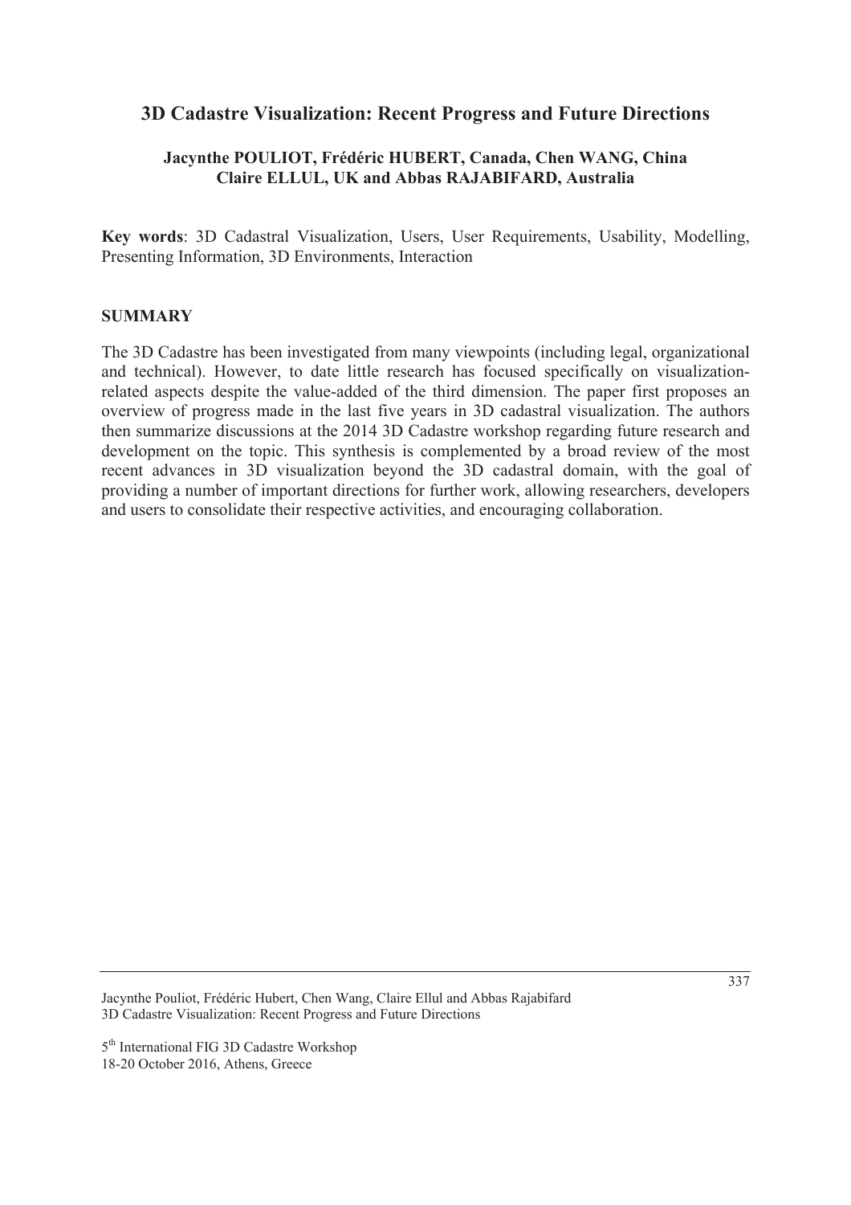# 3D Cadastre Visualization: Recent Progress and Future Directions

**Jacynthe POULIOT, Frédéric HUBERT, Canada, Chen WANG, China
Claire ELLUL, UK and Abbas RAJABIFARD, Australia**

**Key words**: 3D Cadastral Visualization, Users, User Requirements, Usability, Modelling, Presenting Information, 3D Environments, Interaction

## SUMMARY

The 3D Cadastre has been investigated from many viewpoints (including legal, organizational and technical). However, to date little research has focused specifically on visualization-related aspects despite the value-added of the third dimension. The paper first proposes an overview of progress made in the last five years in 3D cadastral visualization. The authors then summarize discussions at the 2014 3D Cadastre workshop regarding future research and development on the topic. This synthesis is complemented by a broad review of the most recent advances in 3D visualization beyond the 3D cadastral domain, with the goal of providing a number of important directions for further work, allowing researchers, developers and users to consolidate their respective activities, and encouraging collaboration.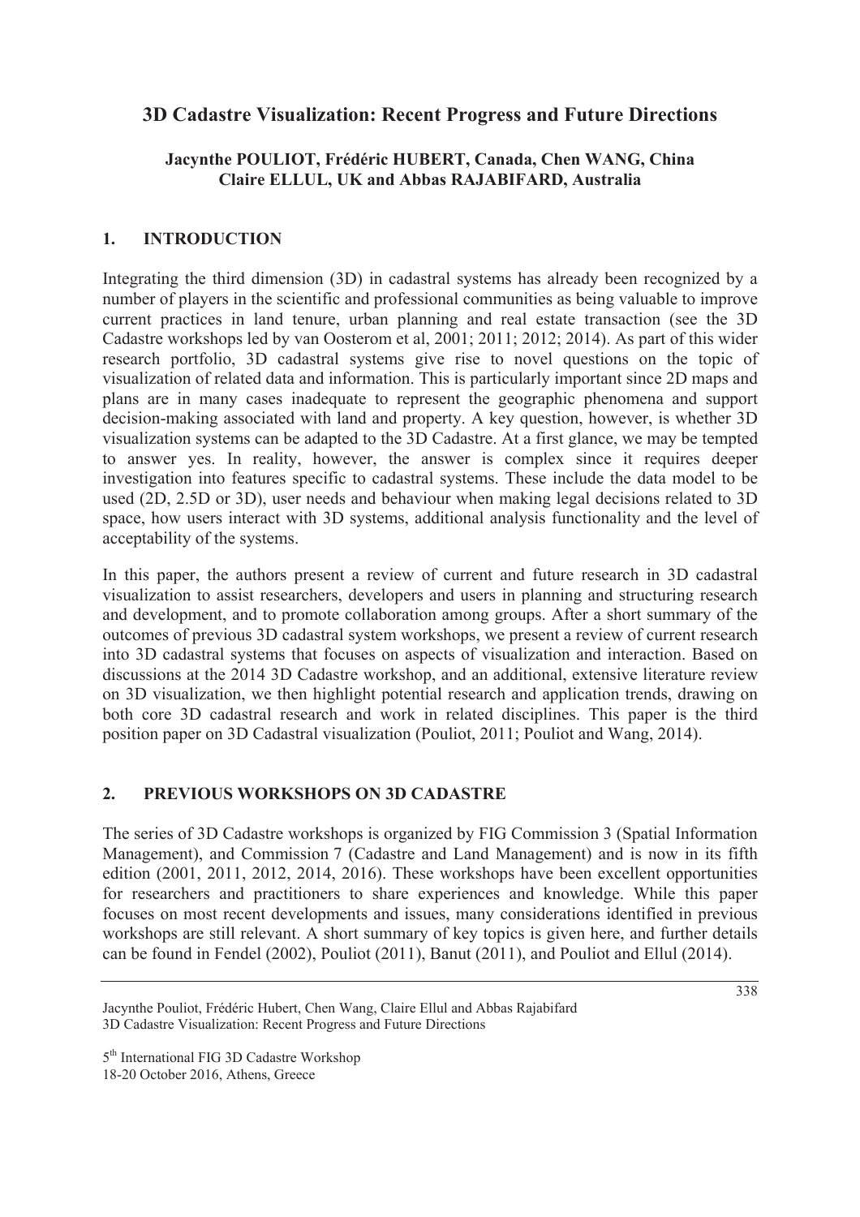# 3D Cadastre Visualization: Recent Progress and Future Directions

**Jacynthe POULIOT, Frédéric HUBERT, Canada, Chen WANG, China**
**Claire ELLUL, UK and Abbas RAJABIFARD, Australia**

## 1. INTRODUCTION

Integrating the third dimension (3D) in cadastral systems has already been recognized by a number of players in the scientific and professional communities as being valuable to improve current practices in land tenure, urban planning and real estate transaction (see the 3D Cadastre workshops led by van Oosterom et al, 2001; 2011; 2012; 2014). As part of this wider research portfolio, 3D cadastral systems give rise to novel questions on the topic of visualization of related data and information. This is particularly important since 2D maps and plans are in many cases inadequate to represent the geographic phenomena and support decision-making associated with land and property. A key question, however, is whether 3D visualization systems can be adapted to the 3D Cadastre. At a first glance, we may be tempted to answer yes. In reality, however, the answer is complex since it requires deeper investigation into features specific to cadastral systems. These include the data model to be used (2D, 2.5D or 3D), user needs and behaviour when making legal decisions related to 3D space, how users interact with 3D systems, additional analysis functionality and the level of acceptability of the systems.

In this paper, the authors present a review of current and future research in 3D cadastral visualization to assist researchers, developers and users in planning and structuring research and development, and to promote collaboration among groups. After a short summary of the outcomes of previous 3D cadastral system workshops, we present a review of current research into 3D cadastral systems that focuses on aspects of visualization and interaction. Based on discussions at the 2014 3D Cadastre workshop, and an additional, extensive literature review on 3D visualization, we then highlight potential research and application trends, drawing on both core 3D cadastral research and work in related disciplines. This paper is the third position paper on 3D Cadastral visualization (Pouliot, 2011; Pouliot and Wang, 2014).

## 2. PREVIOUS WORKSHOPS ON 3D CADASTRE

The series of 3D Cadastre workshops is organized by FIG Commission 3 (Spatial Information Management), and Commission 7 (Cadastre and Land Management) and is now in its fifth edition (2001, 2011, 2012, 2014, 2016). These workshops have been excellent opportunities for researchers and practitioners to share experiences and knowledge. While this paper focuses on most recent developments and issues, many considerations identified in previous workshops are still relevant. A short summary of key topics is given here, and further details can be found in Fendel (2002), Pouliot (2011), Banut (2011), and Pouliot and Ellul (2014).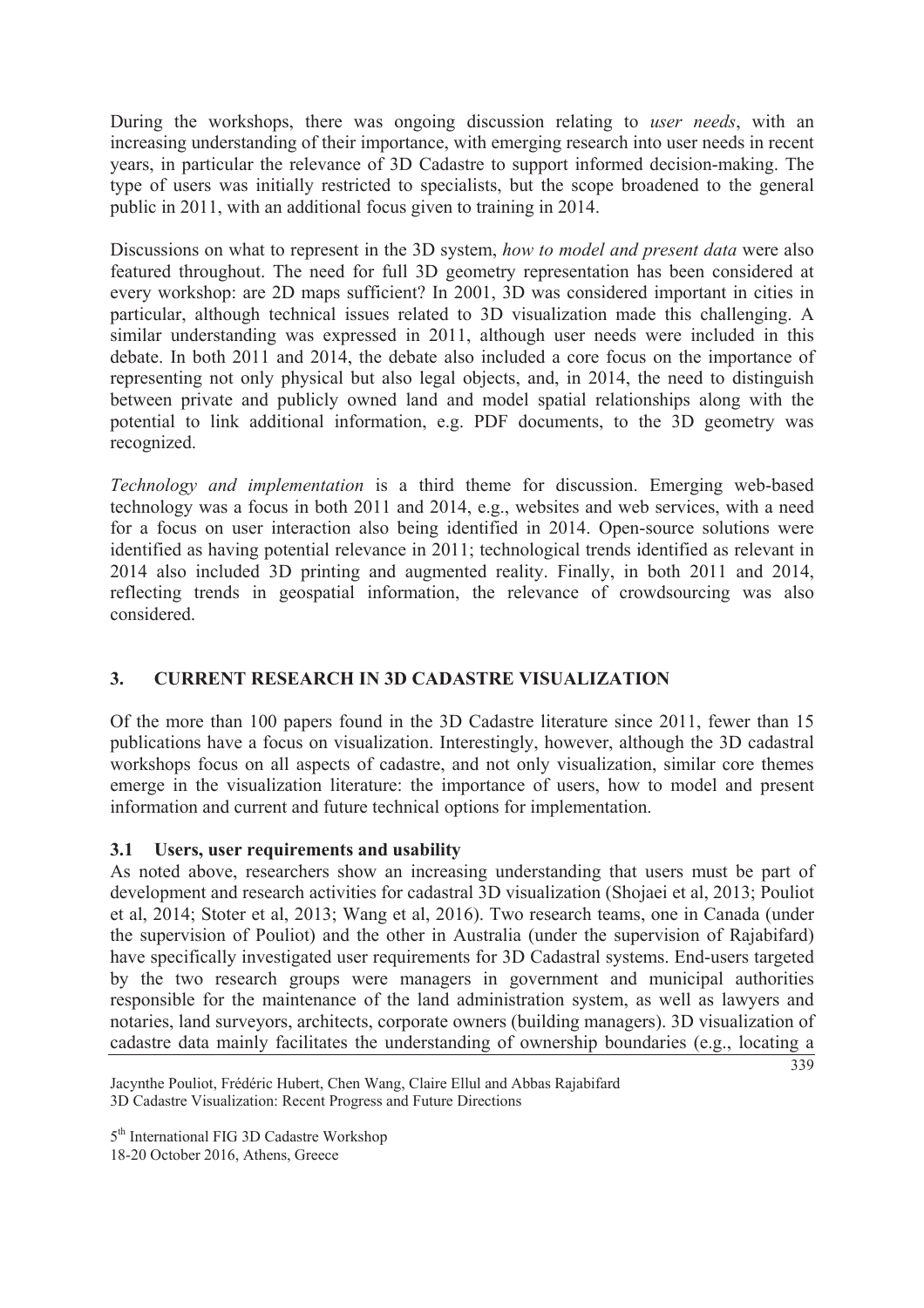During the workshops, there was ongoing discussion relating to *user needs*, with an increasing understanding of their importance, with emerging research into user needs in recent years, in particular the relevance of 3D Cadastre to support informed decision-making. The type of users was initially restricted to specialists, but the scope broadened to the general public in 2011, with an additional focus given to training in 2014.

Discussions on what to represent in the 3D system, *how to model and present data* were also featured throughout. The need for full 3D geometry representation has been considered at every workshop: are 2D maps sufficient? In 2001, 3D was considered important in cities in particular, although technical issues related to 3D visualization made this challenging. A similar understanding was expressed in 2011, although user needs were included in this debate. In both 2011 and 2014, the debate also included a core focus on the importance of representing not only physical but also legal objects, and, in 2014, the need to distinguish between private and publicly owned land and model spatial relationships along with the potential to link additional information, e.g. PDF documents, to the 3D geometry was recognized.

*Technology and implementation* is a third theme for discussion. Emerging web-based technology was a focus in both 2011 and 2014, e.g., websites and web services, with a need for a focus on user interaction also being identified in 2014. Open-source solutions were identified as having potential relevance in 2011; technological trends identified as relevant in 2014 also included 3D printing and augmented reality. Finally, in both 2011 and 2014, reflecting trends in geospatial information, the relevance of crowdsourcing was also considered.

## 3. CURRENT RESEARCH IN 3D CADASTRE VISUALIZATION

Of the more than 100 papers found in the 3D Cadastre literature since 2011, fewer than 15 publications have a focus on visualization. Interestingly, however, although the 3D cadastral workshops focus on all aspects of cadastre, and not only visualization, similar core themes emerge in the visualization literature: the importance of users, how to model and present information and current and future technical options for implementation.

### 3.1 Users, user requirements and usability

As noted above, researchers show an increasing understanding that users must be part of development and research activities for cadastral 3D visualization (Shojaei et al, 2013; Pouliot et al, 2014; Stoter et al, 2013; Wang et al, 2016). Two research teams, one in Canada (under the supervision of Pouliot) and the other in Australia (under the supervision of Rajabifard) have specifically investigated user requirements for 3D Cadastral systems. End-users targeted by the two research groups were managers in government and municipal authorities responsible for the maintenance of the land administration system, as well as lawyers and notaries, land surveyors, architects, corporate owners (building managers). 3D visualization of cadastre data mainly facilitates the understanding of ownership boundaries (e.g., locating a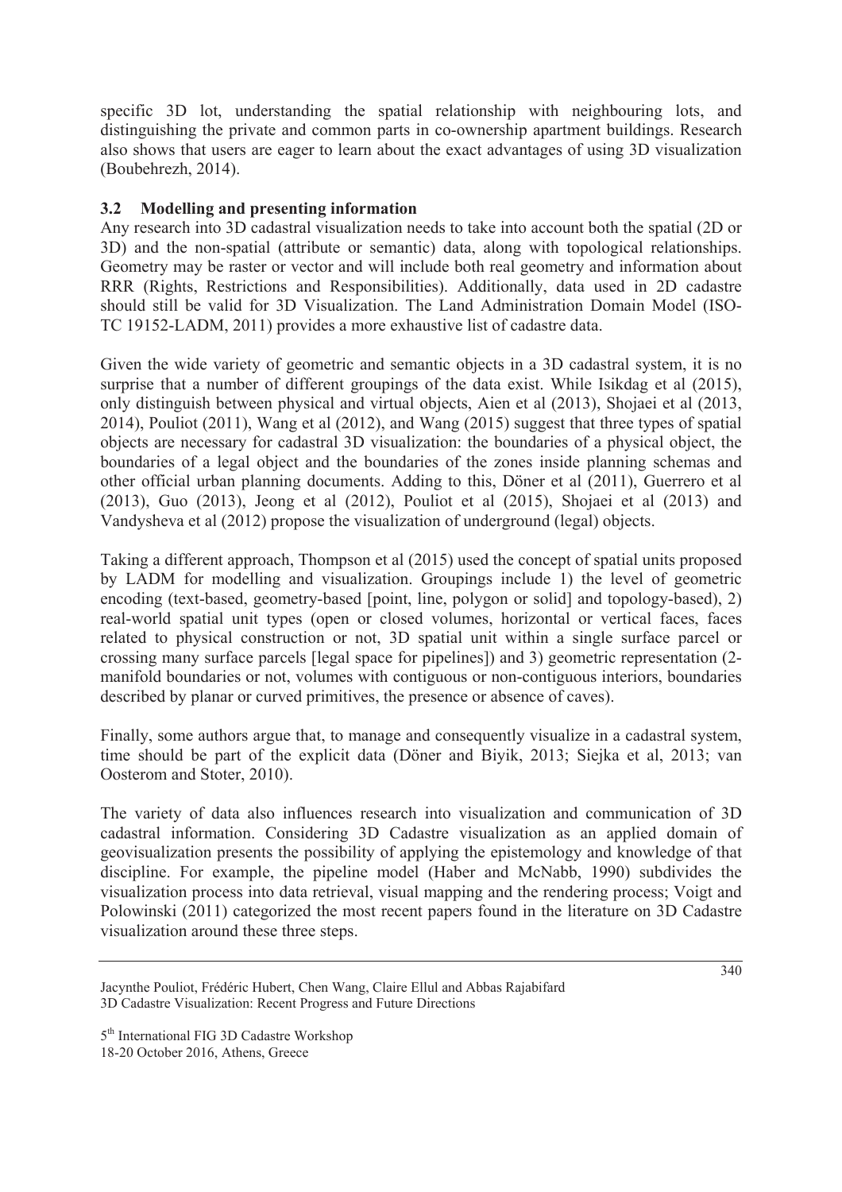specific 3D lot, understanding the spatial relationship with neighbouring lots, and distinguishing the private and common parts in co-ownership apartment buildings. Research also shows that users are eager to learn about the exact advantages of using 3D visualization (Boubehrezh, 2014).

### 3.2 Modelling and presenting information

Any research into 3D cadastral visualization needs to take into account both the spatial (2D or 3D) and the non-spatial (attribute or semantic) data, along with topological relationships. Geometry may be raster or vector and will include both real geometry and information about RRR (Rights, Restrictions and Responsibilities). Additionally, data used in 2D cadastre should still be valid for 3D Visualization. The Land Administration Domain Model (ISO-TC 19152-LADM, 2011) provides a more exhaustive list of cadastre data.

Given the wide variety of geometric and semantic objects in a 3D cadastral system, it is no surprise that a number of different groupings of the data exist. While Isikdag et al (2015), only distinguish between physical and virtual objects, Aien et al (2013), Shojaei et al (2013, 2014), Pouliot (2011), Wang et al (2012), and Wang (2015) suggest that three types of spatial objects are necessary for cadastral 3D visualization: the boundaries of a physical object, the boundaries of a legal object and the boundaries of the zones inside planning schemas and other official urban planning documents. Adding to this, Döner et al (2011), Guerrero et al (2013), Guo (2013), Jeong et al (2012), Pouliot et al (2015), Shojaei et al (2013) and Vandysheva et al (2012) propose the visualization of underground (legal) objects.

Taking a different approach, Thompson et al (2015) used the concept of spatial units proposed by LADM for modelling and visualization. Groupings include 1) the level of geometric encoding (text-based, geometry-based [point, line, polygon or solid] and topology-based), 2) real-world spatial unit types (open or closed volumes, horizontal or vertical faces, faces related to physical construction or not, 3D spatial unit within a single surface parcel or crossing many surface parcels [legal space for pipelines]) and 3) geometric representation (2-manifold boundaries or not, volumes with contiguous or non-contiguous interiors, boundaries described by planar or curved primitives, the presence or absence of caves).

Finally, some authors argue that, to manage and consequently visualize in a cadastral system, time should be part of the explicit data (Döner and Biyik, 2013; Siejka et al, 2013; van Oosterom and Stoter, 2010).

The variety of data also influences research into visualization and communication of 3D cadastral information. Considering 3D Cadastre visualization as an applied domain of geovisualization presents the possibility of applying the epistemology and knowledge of that discipline. For example, the pipeline model (Haber and McNabb, 1990) subdivides the visualization process into data retrieval, visual mapping and the rendering process; Voigt and Polowinski (2011) categorized the most recent papers found in the literature on 3D Cadastre visualization around these three steps.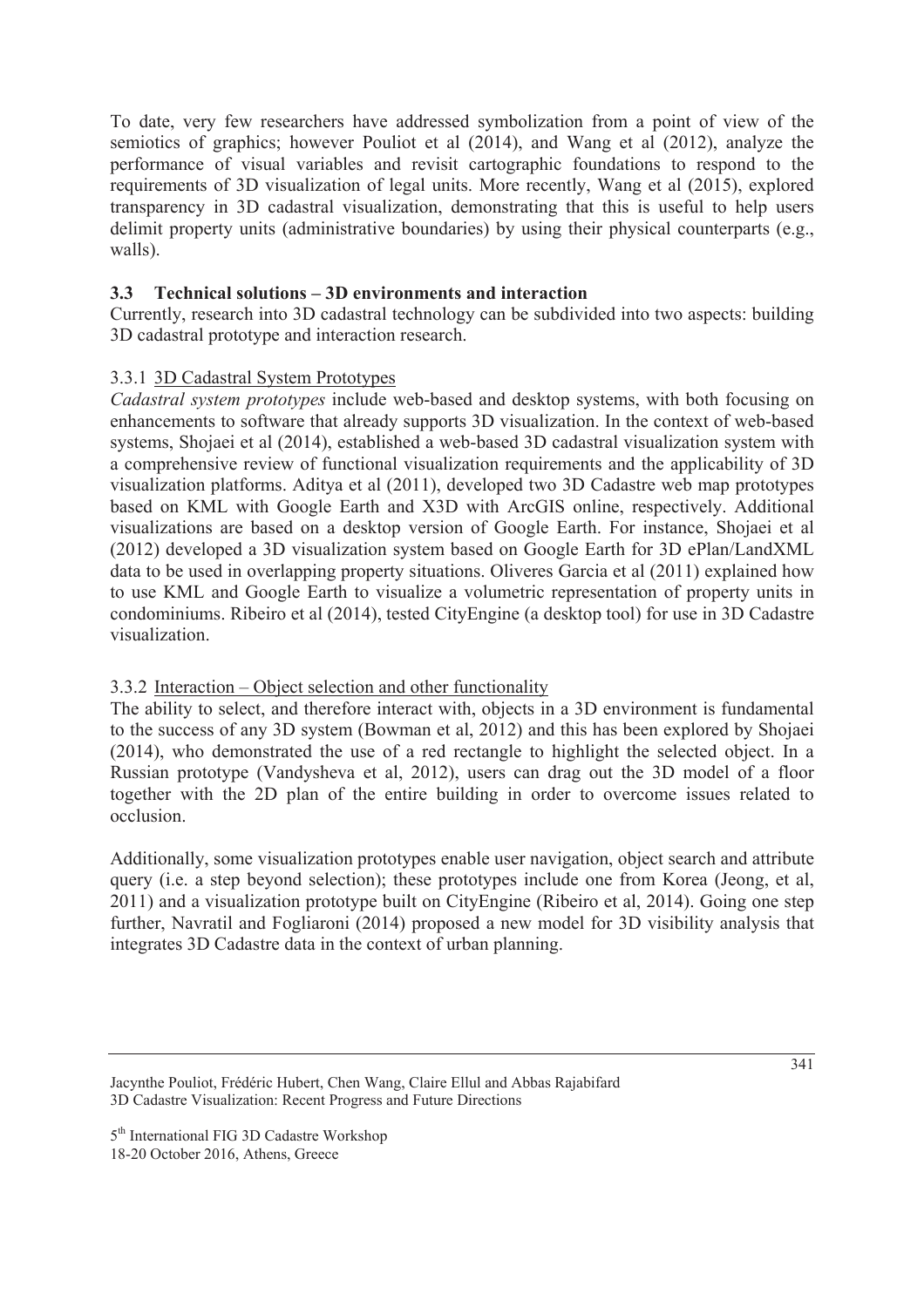To date, very few researchers have addressed symbolization from a point of view of the semiotics of graphics; however Pouliot et al (2014), and Wang et al (2012), analyze the performance of visual variables and revisit cartographic foundations to respond to the requirements of 3D visualization of legal units. More recently, Wang et al (2015), explored transparency in 3D cadastral visualization, demonstrating that this is useful to help users delimit property units (administrative boundaries) by using their physical counterparts (e.g., walls).

### 3.3 Technical solutions – 3D environments and interaction

Currently, research into 3D cadastral technology can be subdivided into two aspects: building 3D cadastral prototype and interaction research.

#### 3.3.1 3D Cadastral System Prototypes

*Cadastral system prototypes* include web-based and desktop systems, with both focusing on enhancements to software that already supports 3D visualization. In the context of web-based systems, Shojaei et al (2014), established a web-based 3D cadastral visualization system with a comprehensive review of functional visualization requirements and the applicability of 3D visualization platforms. Aditya et al (2011), developed two 3D Cadastre web map prototypes based on KML with Google Earth and X3D with ArcGIS online, respectively. Additional visualizations are based on a desktop version of Google Earth. For instance, Shojaei et al (2012) developed a 3D visualization system based on Google Earth for 3D ePlan/LandXML data to be used in overlapping property situations. Oliveres Garcia et al (2011) explained how to use KML and Google Earth to visualize a volumetric representation of property units in condominiums. Ribeiro et al (2014), tested CityEngine (a desktop tool) for use in 3D Cadastre visualization.

#### 3.3.2 Interaction – Object selection and other functionality

The ability to select, and therefore interact with, objects in a 3D environment is fundamental to the success of any 3D system (Bowman et al, 2012) and this has been explored by Shojaei (2014), who demonstrated the use of a red rectangle to highlight the selected object. In a Russian prototype (Vandysheva et al, 2012), users can drag out the 3D model of a floor together with the 2D plan of the entire building in order to overcome issues related to occlusion.

Additionally, some visualization prototypes enable user navigation, object search and attribute query (i.e. a step beyond selection); these prototypes include one from Korea (Jeong, et al, 2011) and a visualization prototype built on CityEngine (Ribeiro et al, 2014). Going one step further, Navratil and Fogliaroni (2014) proposed a new model for 3D visibility analysis that integrates 3D Cadastre data in the context of urban planning.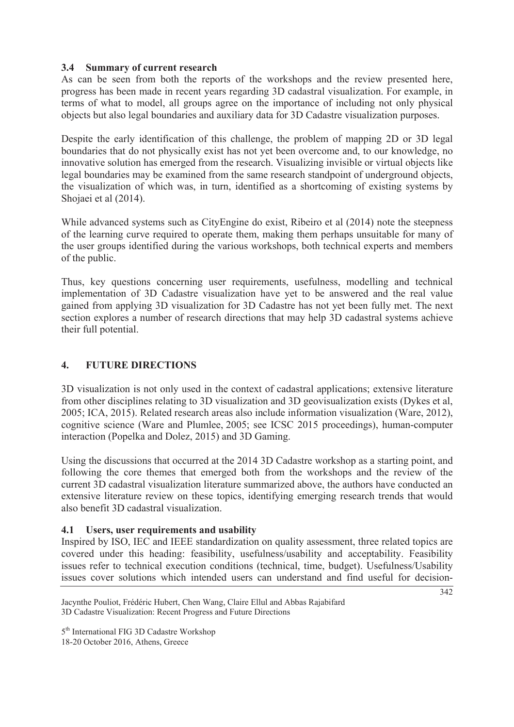### 3.4 Summary of current research

As can be seen from both the reports of the workshops and the review presented here, progress has been made in recent years regarding 3D cadastral visualization. For example, in terms of what to model, all groups agree on the importance of including not only physical objects but also legal boundaries and auxiliary data for 3D Cadastre visualization purposes.

Despite the early identification of this challenge, the problem of mapping 2D or 3D legal boundaries that do not physically exist has not yet been overcome and, to our knowledge, no innovative solution has emerged from the research. Visualizing invisible or virtual objects like legal boundaries may be examined from the same research standpoint of underground objects, the visualization of which was, in turn, identified as a shortcoming of existing systems by Shojaei et al (2014).

While advanced systems such as CityEngine do exist, Ribeiro et al (2014) note the steepness of the learning curve required to operate them, making them perhaps unsuitable for many of the user groups identified during the various workshops, both technical experts and members of the public.

Thus, key questions concerning user requirements, usefulness, modelling and technical implementation of 3D Cadastre visualization have yet to be answered and the real value gained from applying 3D visualization for 3D Cadastre has not yet been fully met. The next section explores a number of research directions that may help 3D cadastral systems achieve their full potential.

## 4. FUTURE DIRECTIONS

3D visualization is not only used in the context of cadastral applications; extensive literature from other disciplines relating to 3D visualization and 3D geovisualization exists (Dykes et al, 2005; ICA, 2015). Related research areas also include information visualization (Ware, 2012), cognitive science (Ware and Plumlee, 2005; see ICSC 2015 proceedings), human-computer interaction (Popelka and Dolez, 2015) and 3D Gaming.

Using the discussions that occurred at the 2014 3D Cadastre workshop as a starting point, and following the core themes that emerged both from the workshops and the review of the current 3D cadastral visualization literature summarized above, the authors have conducted an extensive literature review on these topics, identifying emerging research trends that would also benefit 3D cadastral visualization.

### 4.1 Users, user requirements and usability

Inspired by ISO, IEC and IEEE standardization on quality assessment, three related topics are covered under this heading: feasibility, usefulness/usability and acceptability. Feasibility issues refer to technical execution conditions (technical, time, budget). Usefulness/Usability issues cover solutions which intended users can understand and find useful for decision-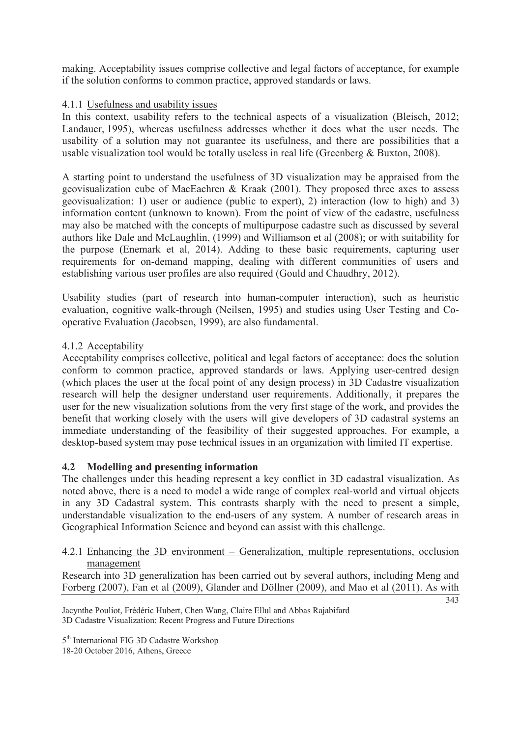making. Acceptability issues comprise collective and legal factors of acceptance, for example if the solution conforms to common practice, approved standards or laws.

#### 4.1.1 Usefulness and usability issues

In this context, usability refers to the technical aspects of a visualization (Bleisch, 2012; Landauer, 1995), whereas usefulness addresses whether it does what the user needs. The usability of a solution may not guarantee its usefulness, and there are possibilities that a usable visualization tool would be totally useless in real life (Greenberg & Buxton, 2008).

A starting point to understand the usefulness of 3D visualization may be appraised from the geovisualization cube of MacEachren & Kraak (2001). They proposed three axes to assess geovisualization: 1) user or audience (public to expert), 2) interaction (low to high) and 3) information content (unknown to known). From the point of view of the cadastre, usefulness may also be matched with the concepts of multipurpose cadastre such as discussed by several authors like Dale and McLaughlin, (1999) and Williamson et al (2008); or with suitability for the purpose (Enemark et al, 2014). Adding to these basic requirements, capturing user requirements for on-demand mapping, dealing with different communities of users and establishing various user profiles are also required (Gould and Chaudhry, 2012).

Usability studies (part of research into human-computer interaction), such as heuristic evaluation, cognitive walk-through (Neilsen, 1995) and studies using User Testing and Co-operative Evaluation (Jacobsen, 1999), are also fundamental.

#### 4.1.2 Acceptability

Acceptability comprises collective, political and legal factors of acceptance: does the solution conform to common practice, approved standards or laws. Applying user-centred design (which places the user at the focal point of any design process) in 3D Cadastre visualization research will help the designer understand user requirements. Additionally, it prepares the user for the new visualization solutions from the very first stage of the work, and provides the benefit that working closely with the users will give developers of 3D cadastral systems an immediate understanding of the feasibility of their suggested approaches. For example, a desktop-based system may pose technical issues in an organization with limited IT expertise.

### 4.2 Modelling and presenting information

The challenges under this heading represent a key conflict in 3D cadastral visualization. As noted above, there is a need to model a wide range of complex real-world and virtual objects in any 3D Cadastral system. This contrasts sharply with the need to present a simple, understandable visualization to the end-users of any system. A number of research areas in Geographical Information Science and beyond can assist with this challenge.

#### 4.2.1 Enhancing the 3D environment – Generalization, multiple representations, occlusion management

Research into 3D generalization has been carried out by several authors, including Meng and Forberg (2007), Fan et al (2009), Glander and Döllner (2009), and Mao et al (2011). As with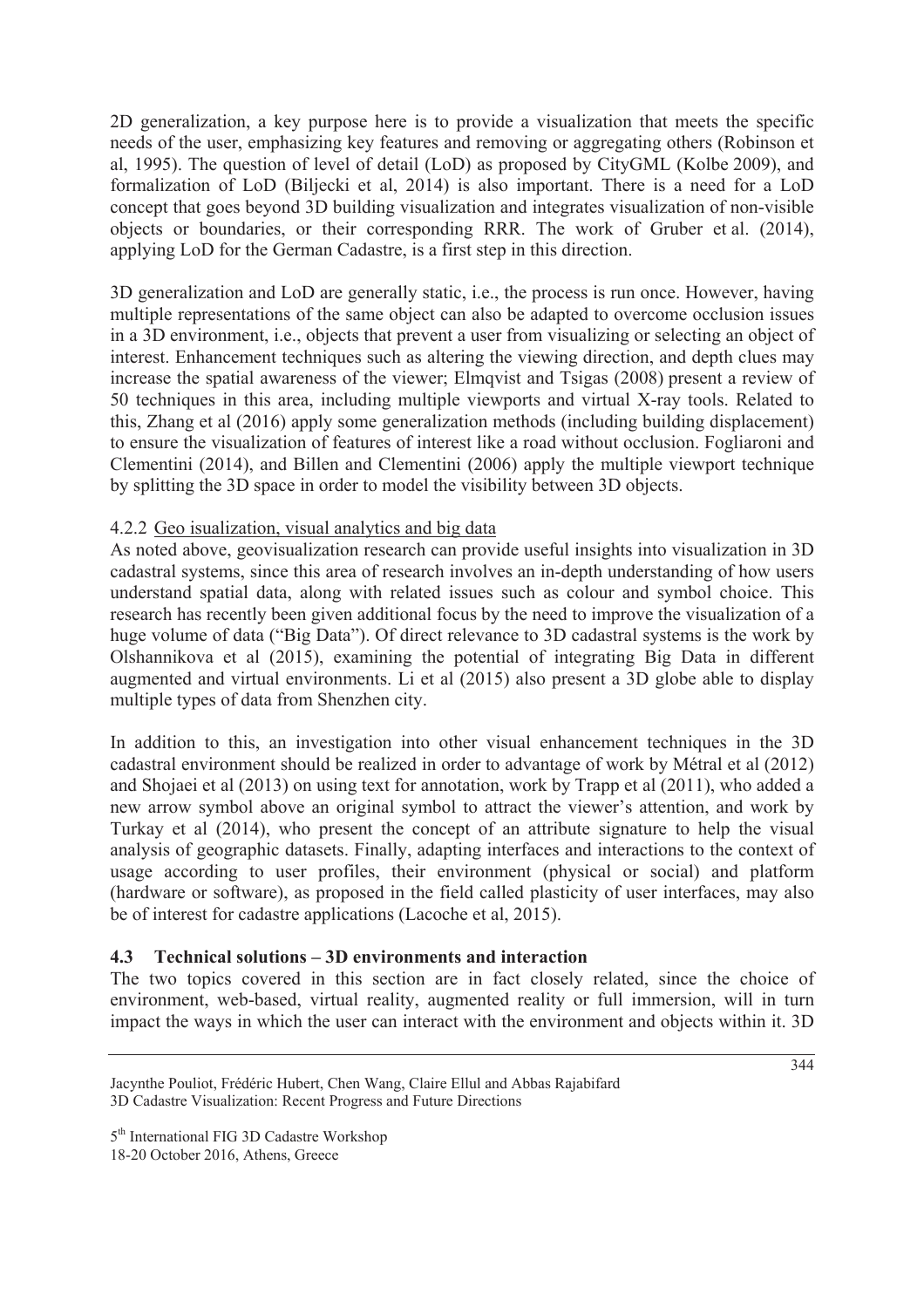2D generalization, a key purpose here is to provide a visualization that meets the specific needs of the user, emphasizing key features and removing or aggregating others (Robinson et al, 1995). The question of level of detail (LoD) as proposed by CityGML (Kolbe 2009), and formalization of LoD (Biljecki et al, 2014) is also important. There is a need for a LoD concept that goes beyond 3D building visualization and integrates visualization of non-visible objects or boundaries, or their corresponding RRR. The work of Gruber et al. (2014), applying LoD for the German Cadastre, is a first step in this direction.

3D generalization and LoD are generally static, i.e., the process is run once. However, having multiple representations of the same object can also be adapted to overcome occlusion issues in a 3D environment, i.e., objects that prevent a user from visualizing or selecting an object of interest. Enhancement techniques such as altering the viewing direction, and depth clues may increase the spatial awareness of the viewer; Elmqvist and Tsigas (2008) present a review of 50 techniques in this area, including multiple viewports and virtual X-ray tools. Related to this, Zhang et al (2016) apply some generalization methods (including building displacement) to ensure the visualization of features of interest like a road without occlusion. Fogliaroni and Clementini (2014), and Billen and Clementini (2006) apply the multiple viewport technique by splitting the 3D space in order to model the visibility between 3D objects.

#### 4.2.2 Geo isualization, visual analytics and big data

As noted above, geovisualization research can provide useful insights into visualization in 3D cadastral systems, since this area of research involves an in-depth understanding of how users understand spatial data, along with related issues such as colour and symbol choice. This research has recently been given additional focus by the need to improve the visualization of a huge volume of data ("Big Data"). Of direct relevance to 3D cadastral systems is the work by Olshannikova et al (2015), examining the potential of integrating Big Data in different augmented and virtual environments. Li et al (2015) also present a 3D globe able to display multiple types of data from Shenzhen city.

In addition to this, an investigation into other visual enhancement techniques in the 3D cadastral environment should be realized in order to advantage of work by Métral et al (2012) and Shojaei et al (2013) on using text for annotation, work by Trapp et al (2011), who added a new arrow symbol above an original symbol to attract the viewer's attention, and work by Turkay et al (2014), who present the concept of an attribute signature to help the visual analysis of geographic datasets. Finally, adapting interfaces and interactions to the context of usage according to user profiles, their environment (physical or social) and platform (hardware or software), as proposed in the field called plasticity of user interfaces, may also be of interest for cadastre applications (Lacoche et al, 2015).

### 4.3 Technical solutions – 3D environments and interaction

The two topics covered in this section are in fact closely related, since the choice of environment, web-based, virtual reality, augmented reality or full immersion, will in turn impact the ways in which the user can interact with the environment and objects within it. 3D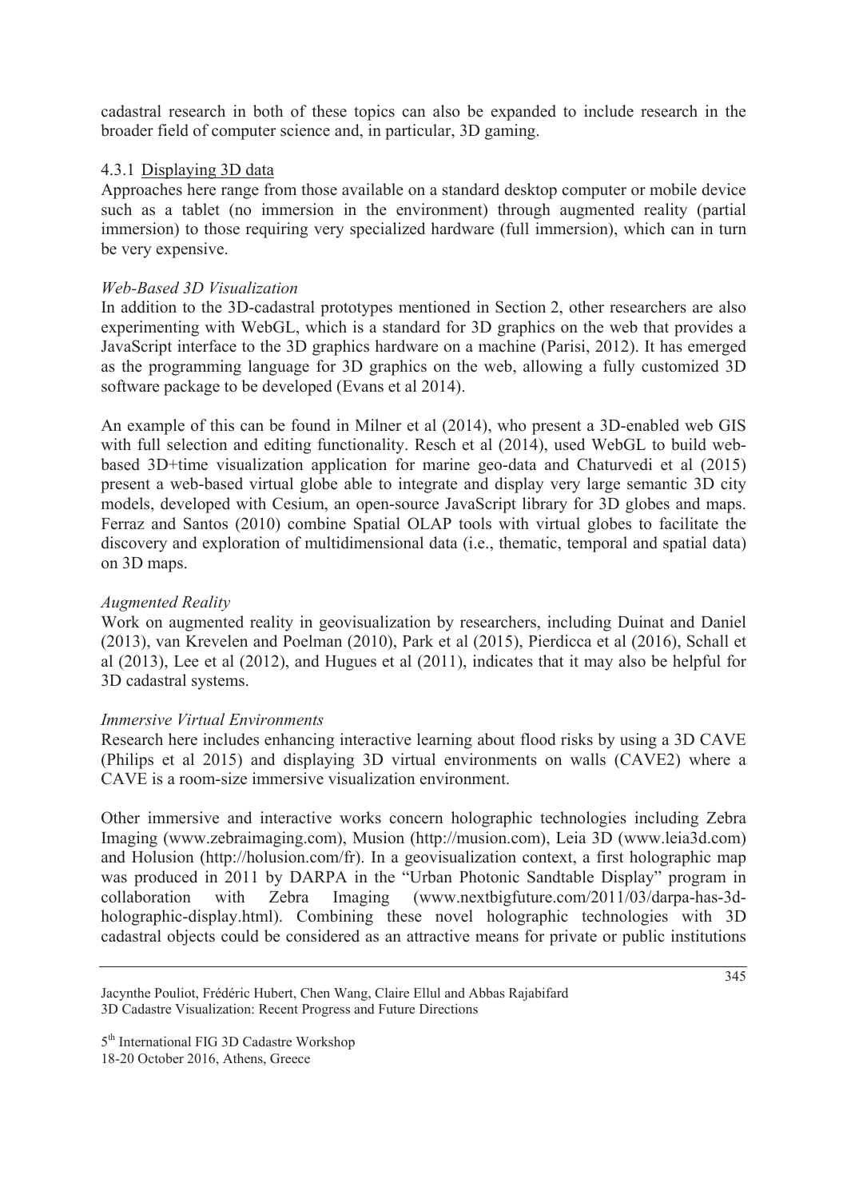cadastral research in both of these topics can also be expanded to include research in the broader field of computer science and, in particular, 3D gaming.

#### 4.3.1 Displaying 3D data

Approaches here range from those available on a standard desktop computer or mobile device such as a tablet (no immersion in the environment) through augmented reality (partial immersion) to those requiring very specialized hardware (full immersion), which can in turn be very expensive.

*Web-Based 3D Visualization*

In addition to the 3D-cadastral prototypes mentioned in Section 2, other researchers are also experimenting with WebGL, which is a standard for 3D graphics on the web that provides a JavaScript interface to the 3D graphics hardware on a machine (Parisi, 2012). It has emerged as the programming language for 3D graphics on the web, allowing a fully customized 3D software package to be developed (Evans et al 2014).

An example of this can be found in Milner et al (2014), who present a 3D-enabled web GIS with full selection and editing functionality. Resch et al (2014), used WebGL to build web-based 3D+time visualization application for marine geo-data and Chaturvedi et al (2015) present a web-based virtual globe able to integrate and display very large semantic 3D city models, developed with Cesium, an open-source JavaScript library for 3D globes and maps. Ferraz and Santos (2010) combine Spatial OLAP tools with virtual globes to facilitate the discovery and exploration of multidimensional data (i.e., thematic, temporal and spatial data) on 3D maps.

*Augmented Reality*

Work on augmented reality in geovisualization by researchers, including Duinat and Daniel (2013), van Krevelen and Poelman (2010), Park et al (2015), Pierdicca et al (2016), Schall et al (2013), Lee et al (2012), and Hugues et al (2011), indicates that it may also be helpful for 3D cadastral systems.

*Immersive Virtual Environments*

Research here includes enhancing interactive learning about flood risks by using a 3D CAVE (Philips et al 2015) and displaying 3D virtual environments on walls (CAVE2) where a CAVE is a room-size immersive visualization environment.

Other immersive and interactive works concern holographic technologies including Zebra Imaging (www.zebraimaging.com), Musion (http://musion.com), Leia 3D (www.leia3d.com) and Holusion (http://holusion.com/fr). In a geovisualization context, a first holographic map was produced in 2011 by DARPA in the "Urban Photonic Sandtable Display" program in collaboration with Zebra Imaging (www.nextbigfuture.com/2011/03/darpa-has-3d-holographic-display.html). Combining these novel holographic technologies with 3D cadastral objects could be considered as an attractive means for private or public institutions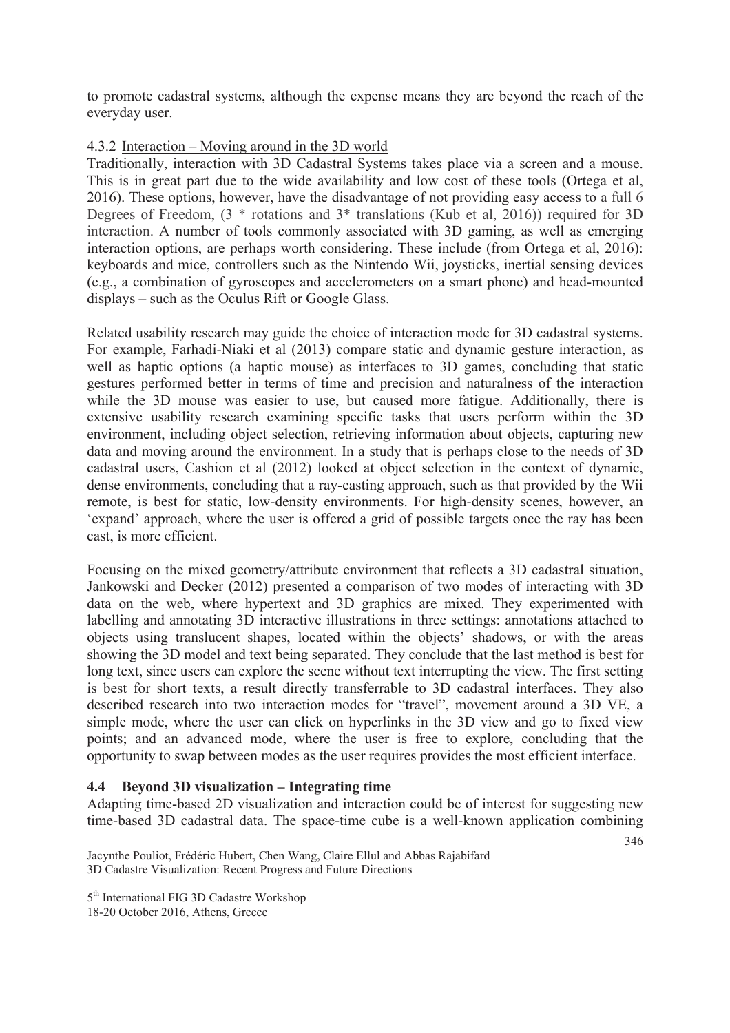to promote cadastral systems, although the expense means they are beyond the reach of the everyday user.

#### 4.3.2 Interaction – Moving around in the 3D world

Traditionally, interaction with 3D Cadastral Systems takes place via a screen and a mouse. This is in great part due to the wide availability and low cost of these tools (Ortega et al, 2016). These options, however, have the disadvantage of not providing easy access to a full 6 Degrees of Freedom, (3 * rotations and 3* translations (Kub et al, 2016)) required for 3D interaction. A number of tools commonly associated with 3D gaming, as well as emerging interaction options, are perhaps worth considering. These include (from Ortega et al, 2016): keyboards and mice, controllers such as the Nintendo Wii, joysticks, inertial sensing devices (e.g., a combination of gyroscopes and accelerometers on a smart phone) and head-mounted displays – such as the Oculus Rift or Google Glass.

Related usability research may guide the choice of interaction mode for 3D cadastral systems. For example, Farhadi-Niaki et al (2013) compare static and dynamic gesture interaction, as well as haptic options (a haptic mouse) as interfaces to 3D games, concluding that static gestures performed better in terms of time and precision and naturalness of the interaction while the 3D mouse was easier to use, but caused more fatigue. Additionally, there is extensive usability research examining specific tasks that users perform within the 3D environment, including object selection, retrieving information about objects, capturing new data and moving around the environment. In a study that is perhaps close to the needs of 3D cadastral users, Cashion et al (2012) looked at object selection in the context of dynamic, dense environments, concluding that a ray-casting approach, such as that provided by the Wii remote, is best for static, low-density environments. For high-density scenes, however, an 'expand' approach, where the user is offered a grid of possible targets once the ray has been cast, is more efficient.

Focusing on the mixed geometry/attribute environment that reflects a 3D cadastral situation, Jankowski and Decker (2012) presented a comparison of two modes of interacting with 3D data on the web, where hypertext and 3D graphics are mixed. They experimented with labelling and annotating 3D interactive illustrations in three settings: annotations attached to objects using translucent shapes, located within the objects' shadows, or with the areas showing the 3D model and text being separated. They conclude that the last method is best for long text, since users can explore the scene without text interrupting the view. The first setting is best for short texts, a result directly transferrable to 3D cadastral interfaces. They also described research into two interaction modes for "travel", movement around a 3D VE, a simple mode, where the user can click on hyperlinks in the 3D view and go to fixed view points; and an advanced mode, where the user is free to explore, concluding that the opportunity to swap between modes as the user requires provides the most efficient interface.

### 4.4 Beyond 3D visualization – Integrating time

Adapting time-based 2D visualization and interaction could be of interest for suggesting new time-based 3D cadastral data. The space-time cube is a well-known application combining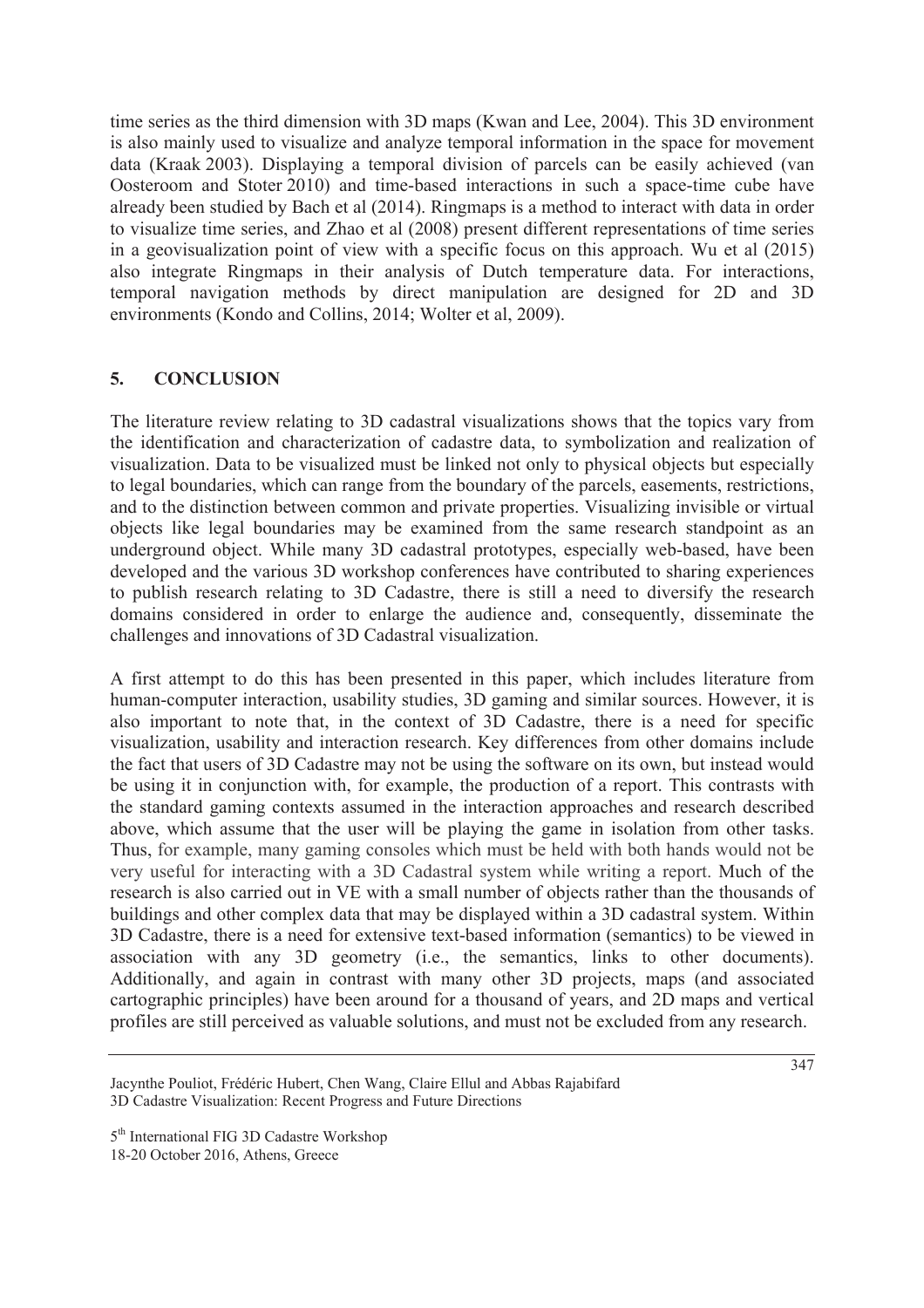time series as the third dimension with 3D maps (Kwan and Lee, 2004). This 3D environment is also mainly used to visualize and analyze temporal information in the space for movement data (Kraak 2003). Displaying a temporal division of parcels can be easily achieved (van Oosteroom and Stoter 2010) and time-based interactions in such a space-time cube have already been studied by Bach et al (2014). Ringmaps is a method to interact with data in order to visualize time series, and Zhao et al (2008) present different representations of time series in a geovisualization point of view with a specific focus on this approach. Wu et al (2015) also integrate Ringmaps in their analysis of Dutch temperature data. For interactions, temporal navigation methods by direct manipulation are designed for 2D and 3D environments (Kondo and Collins, 2014; Wolter et al, 2009).

## 5. CONCLUSION

The literature review relating to 3D cadastral visualizations shows that the topics vary from the identification and characterization of cadastre data, to symbolization and realization of visualization. Data to be visualized must be linked not only to physical objects but especially to legal boundaries, which can range from the boundary of the parcels, easements, restrictions, and to the distinction between common and private properties. Visualizing invisible or virtual objects like legal boundaries may be examined from the same research standpoint as an underground object. While many 3D cadastral prototypes, especially web-based, have been developed and the various 3D workshop conferences have contributed to sharing experiences to publish research relating to 3D Cadastre, there is still a need to diversify the research domains considered in order to enlarge the audience and, consequently, disseminate the challenges and innovations of 3D Cadastral visualization.

A first attempt to do this has been presented in this paper, which includes literature from human-computer interaction, usability studies, 3D gaming and similar sources. However, it is also important to note that, in the context of 3D Cadastre, there is a need for specific visualization, usability and interaction research. Key differences from other domains include the fact that users of 3D Cadastre may not be using the software on its own, but instead would be using it in conjunction with, for example, the production of a report. This contrasts with the standard gaming contexts assumed in the interaction approaches and research described above, which assume that the user will be playing the game in isolation from other tasks. Thus, for example, many gaming consoles which must be held with both hands would not be very useful for interacting with a 3D Cadastral system while writing a report. Much of the research is also carried out in VE with a small number of objects rather than the thousands of buildings and other complex data that may be displayed within a 3D cadastral system. Within 3D Cadastre, there is a need for extensive text-based information (semantics) to be viewed in association with any 3D geometry (i.e., the semantics, links to other documents). Additionally, and again in contrast with many other 3D projects, maps (and associated cartographic principles) have been around for a thousand of years, and 2D maps and vertical profiles are still perceived as valuable solutions, and must not be excluded from any research.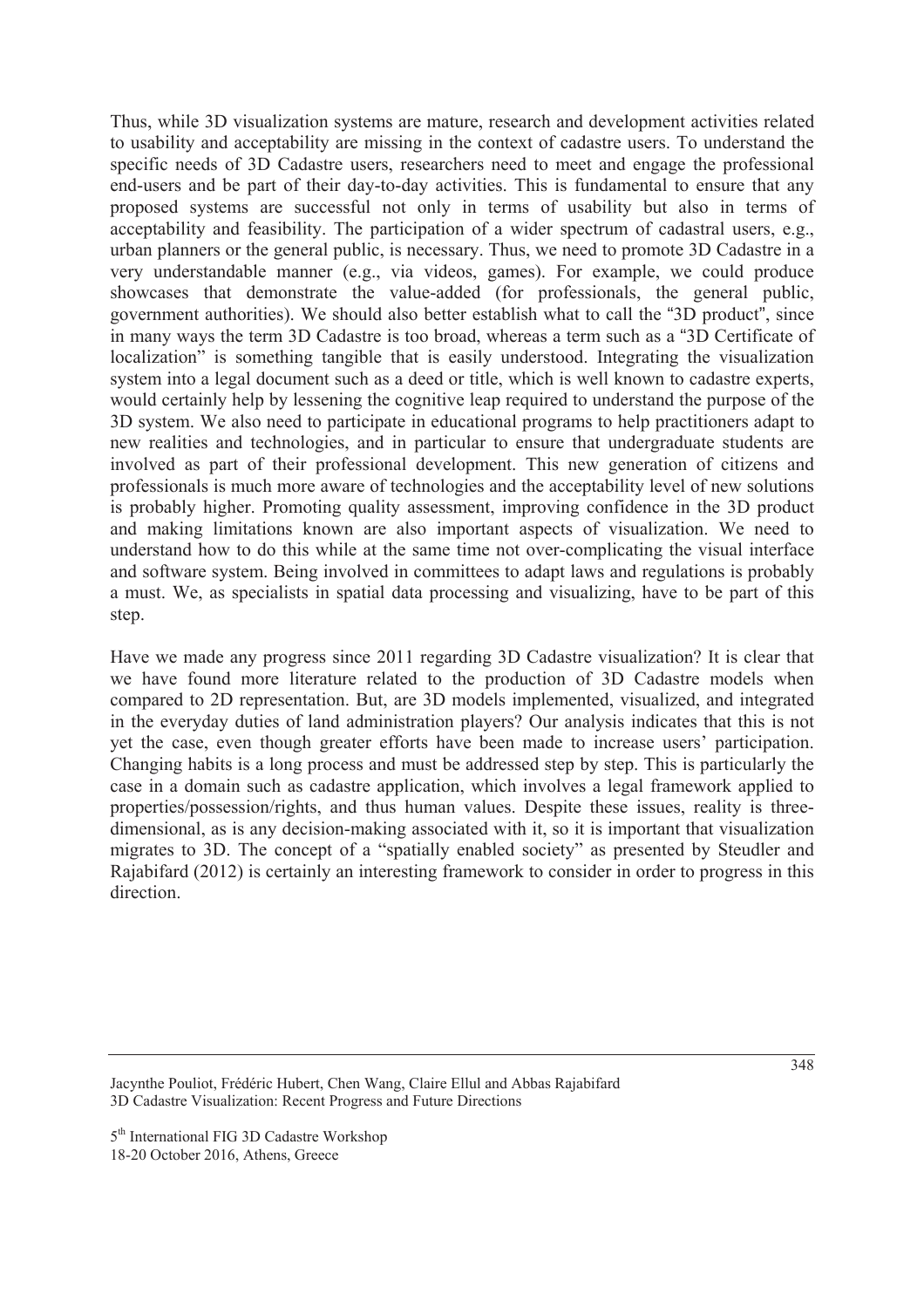Thus, while 3D visualization systems are mature, research and development activities related to usability and acceptability are missing in the context of cadastre users. To understand the specific needs of 3D Cadastre users, researchers need to meet and engage the professional end-users and be part of their day-to-day activities. This is fundamental to ensure that any proposed systems are successful not only in terms of usability but also in terms of acceptability and feasibility. The participation of a wider spectrum of cadastral users, e.g., urban planners or the general public, is necessary. Thus, we need to promote 3D Cadastre in a very understandable manner (e.g., via videos, games). For example, we could produce showcases that demonstrate the value-added (for professionals, the general public, government authorities). We should also better establish what to call the "3D product", since in many ways the term 3D Cadastre is too broad, whereas a term such as a "3D Certificate of localization" is something tangible that is easily understood. Integrating the visualization system into a legal document such as a deed or title, which is well known to cadastre experts, would certainly help by lessening the cognitive leap required to understand the purpose of the 3D system. We also need to participate in educational programs to help practitioners adapt to new realities and technologies, and in particular to ensure that undergraduate students are involved as part of their professional development. This new generation of citizens and professionals is much more aware of technologies and the acceptability level of new solutions is probably higher. Promoting quality assessment, improving confidence in the 3D product and making limitations known are also important aspects of visualization. We need to understand how to do this while at the same time not over-complicating the visual interface and software system. Being involved in committees to adapt laws and regulations is probably a must. We, as specialists in spatial data processing and visualizing, have to be part of this step.

Have we made any progress since 2011 regarding 3D Cadastre visualization? It is clear that we have found more literature related to the production of 3D Cadastre models when compared to 2D representation. But, are 3D models implemented, visualized, and integrated in the everyday duties of land administration players? Our analysis indicates that this is not yet the case, even though greater efforts have been made to increase users' participation. Changing habits is a long process and must be addressed step by step. This is particularly the case in a domain such as cadastre application, which involves a legal framework applied to properties/possession/rights, and thus human values. Despite these issues, reality is three-dimensional, as is any decision-making associated with it, so it is important that visualization migrates to 3D. The concept of a "spatially enabled society" as presented by Steudler and Rajabifard (2012) is certainly an interesting framework to consider in order to progress in this direction.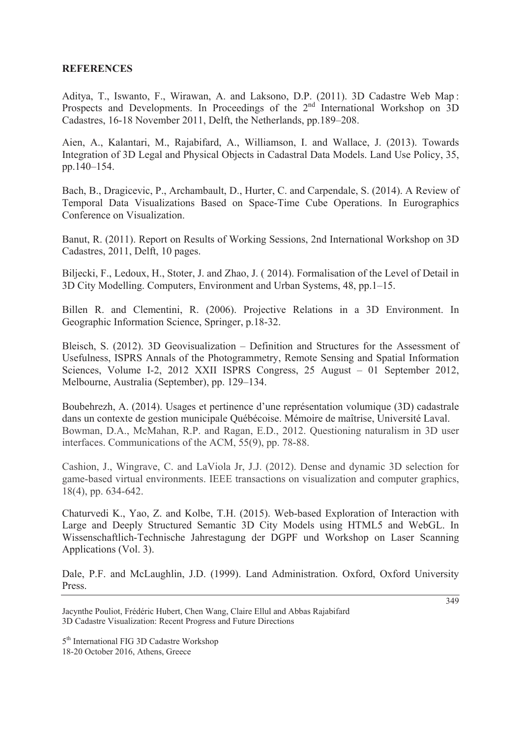**REFERENCES**

Aditya, T., Iswanto, F., Wirawan, A. and Laksono, D.P. (2011). 3D Cadastre Web Map : Prospects and Developments. In Proceedings of the 2nd International Workshop on 3D Cadastres, 16-18 November 2011, Delft, the Netherlands, pp.189–208.

Aien, A., Kalantari, M., Rajabifard, A., Williamson, I. and Wallace, J. (2013). Towards Integration of 3D Legal and Physical Objects in Cadastral Data Models. Land Use Policy, 35, pp.140–154.

Bach, B., Dragicevic, P., Archambault, D., Hurter, C. and Carpendale, S. (2014). A Review of Temporal Data Visualizations Based on Space-Time Cube Operations. In Eurographics Conference on Visualization.

Banut, R. (2011). Report on Results of Working Sessions, 2nd International Workshop on 3D Cadastres, 2011, Delft, 10 pages.

Biljecki, F., Ledoux, H., Stoter, J. and Zhao, J. ( 2014). Formalisation of the Level of Detail in 3D City Modelling. Computers, Environment and Urban Systems, 48, pp.1–15.

Billen R. and Clementini, R. (2006). Projective Relations in a 3D Environment. In Geographic Information Science, Springer, p.18-32.

Bleisch, S. (2012). 3D Geovisualization – Definition and Structures for the Assessment of Usefulness, ISPRS Annals of the Photogrammetry, Remote Sensing and Spatial Information Sciences, Volume I-2, 2012 XXII ISPRS Congress, 25 August – 01 September 2012, Melbourne, Australia (September), pp. 129–134.

Boubehrezh, A. (2014). Usages et pertinence d'une représentation volumique (3D) cadastrale dans un contexte de gestion municipale Québécoise. Mémoire de maîtrise, Université Laval.

Bowman, D.A., McMahan, R.P. and Ragan, E.D., 2012. Questioning naturalism in 3D user interfaces. Communications of the ACM, 55(9), pp. 78-88.

Cashion, J., Wingrave, C. and LaViola Jr, J.J. (2012). Dense and dynamic 3D selection for game-based virtual environments. IEEE transactions on visualization and computer graphics, 18(4), pp. 634-642.

Chaturvedi K., Yao, Z. and Kolbe, T.H. (2015). Web-based Exploration of Interaction with Large and Deeply Structured Semantic 3D City Models using HTML5 and WebGL. In Wissenschaftlich-Technische Jahrestagung der DGPF und Workshop on Laser Scanning Applications (Vol. 3).

Dale, P.F. and McLaughlin, J.D. (1999). Land Administration. Oxford, Oxford University Press.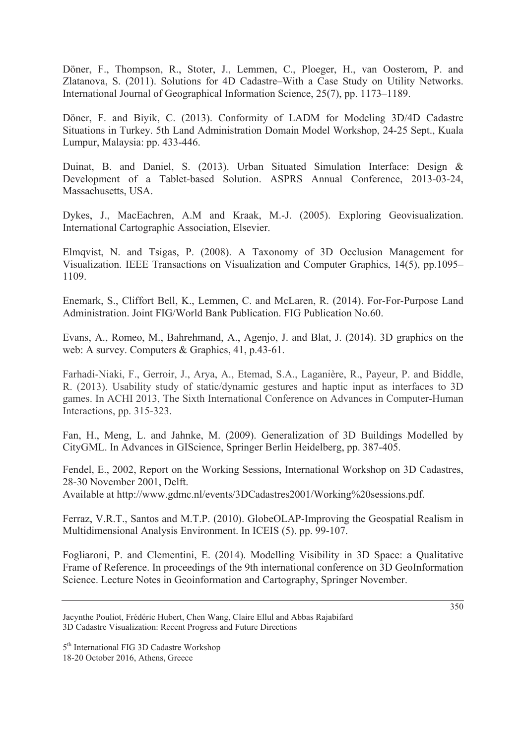Döner, F., Thompson, R., Stoter, J., Lemmen, C., Ploeger, H., van Oosterom, P. and Zlatanova, S. (2011). Solutions for 4D Cadastre–With a Case Study on Utility Networks. International Journal of Geographical Information Science, 25(7), pp. 1173–1189.

Döner, F. and Biyik, C. (2013). Conformity of LADM for Modeling 3D/4D Cadastre Situations in Turkey. 5th Land Administration Domain Model Workshop, 24-25 Sept., Kuala Lumpur, Malaysia: pp. 433-446.

Duinat, B. and Daniel, S. (2013). Urban Situated Simulation Interface: Design & Development of a Tablet-based Solution. ASPRS Annual Conference, 2013-03-24, Massachusetts, USA.

Dykes, J., MacEachren, A.M and Kraak, M.-J. (2005). Exploring Geovisualization. International Cartographic Association, Elsevier.

Elmqvist, N. and Tsigas, P. (2008). A Taxonomy of 3D Occlusion Management for Visualization. IEEE Transactions on Visualization and Computer Graphics, 14(5), pp.1095–1109.

Enemark, S., Cliffort Bell, K., Lemmen, C. and McLaren, R. (2014). For-For-Purpose Land Administration. Joint FIG/World Bank Publication. FIG Publication No.60.

Evans, A., Romeo, M., Bahrehmand, A., Agenjo, J. and Blat, J. (2014). 3D graphics on the web: A survey. Computers & Graphics, 41, p.43-61.

Farhadi-Niaki, F., Gerroir, J., Arya, A., Etemad, S.A., Laganière, R., Payeur, P. and Biddle, R. (2013). Usability study of static/dynamic gestures and haptic input as interfaces to 3D games. In ACHI 2013, The Sixth International Conference on Advances in Computer-Human Interactions, pp. 315-323.

Fan, H., Meng, L. and Jahnke, M. (2009). Generalization of 3D Buildings Modelled by CityGML. In Advances in GIScience, Springer Berlin Heidelberg, pp. 387-405.

Fendel, E., 2002, Report on the Working Sessions, International Workshop on 3D Cadastres, 28-30 November 2001, Delft.
Available at http://www.gdmc.nl/events/3DCadastres2001/Working%20sessions.pdf.

Ferraz, V.R.T., Santos and M.T.P. (2010). GlobeOLAP-Improving the Geospatial Realism in Multidimensional Analysis Environment. In ICEIS (5). pp. 99-107.

Fogliaroni, P. and Clementini, E. (2014). Modelling Visibility in 3D Space: a Qualitative Frame of Reference. In proceedings of the 9th international conference on 3D GeoInformation Science. Lecture Notes in Geoinformation and Cartography, Springer November.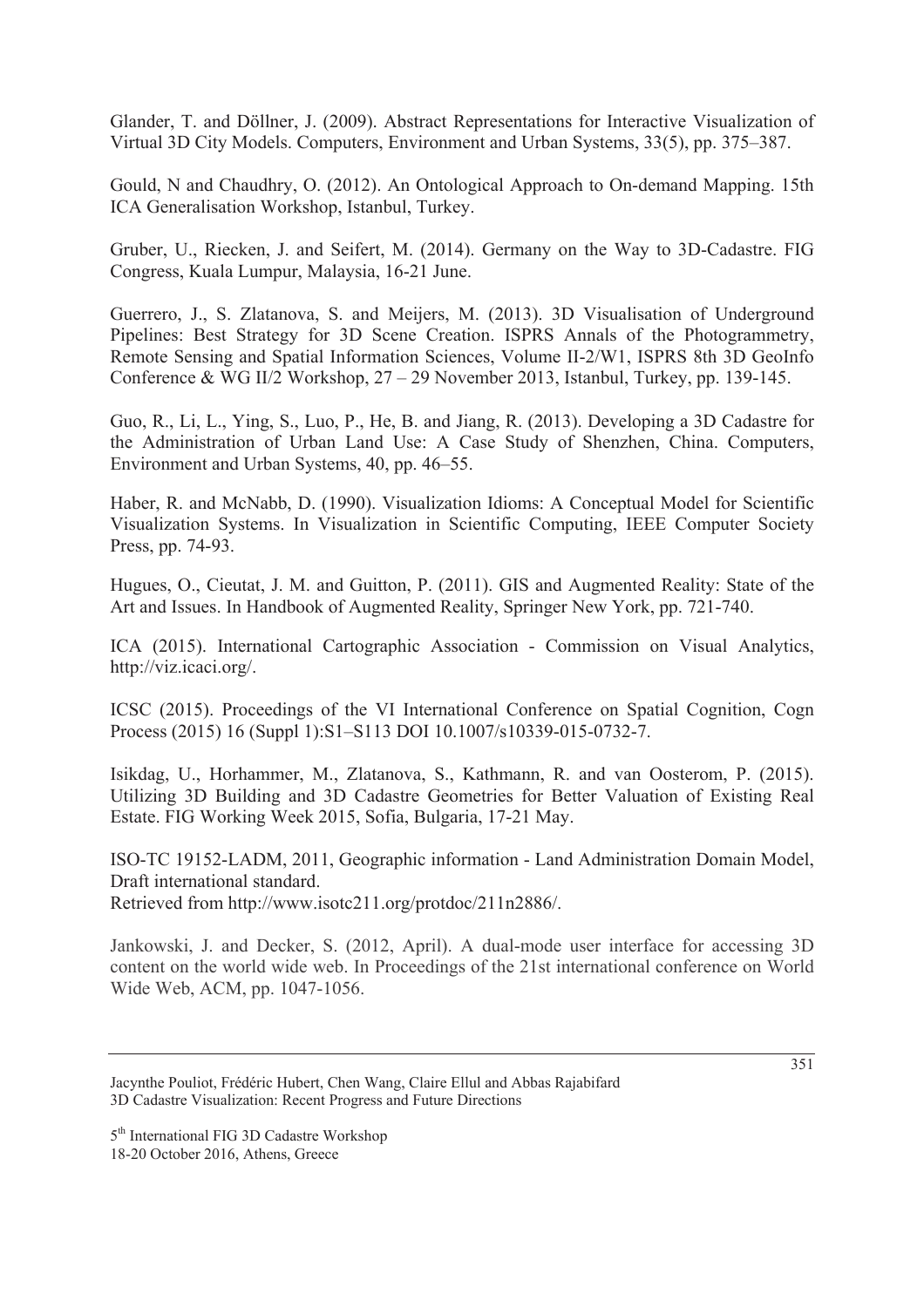Glander, T. and Döllner, J. (2009). Abstract Representations for Interactive Visualization of Virtual 3D City Models. Computers, Environment and Urban Systems, 33(5), pp. 375–387.

Gould, N and Chaudhry, O. (2012). An Ontological Approach to On-demand Mapping. 15th ICA Generalisation Workshop, Istanbul, Turkey.

Gruber, U., Riecken, J. and Seifert, M. (2014). Germany on the Way to 3D-Cadastre. FIG Congress, Kuala Lumpur, Malaysia, 16-21 June.

Guerrero, J., S. Zlatanova, S. and Meijers, M. (2013). 3D Visualisation of Underground Pipelines: Best Strategy for 3D Scene Creation. ISPRS Annals of the Photogrammetry, Remote Sensing and Spatial Information Sciences, Volume II-2/W1, ISPRS 8th 3D GeoInfo Conference & WG II/2 Workshop, 27 – 29 November 2013, Istanbul, Turkey, pp. 139-145.

Guo, R., Li, L., Ying, S., Luo, P., He, B. and Jiang, R. (2013). Developing a 3D Cadastre for the Administration of Urban Land Use: A Case Study of Shenzhen, China. Computers, Environment and Urban Systems, 40, pp. 46–55.

Haber, R. and McNabb, D. (1990). Visualization Idioms: A Conceptual Model for Scientific Visualization Systems. In Visualization in Scientific Computing, IEEE Computer Society Press, pp. 74-93.

Hugues, O., Cieutat, J. M. and Guitton, P. (2011). GIS and Augmented Reality: State of the Art and Issues. In Handbook of Augmented Reality, Springer New York, pp. 721-740.

ICA (2015). International Cartographic Association - Commission on Visual Analytics, http://viz.icaci.org/.

ICSC (2015). Proceedings of the VI International Conference on Spatial Cognition, Cogn Process (2015) 16 (Suppl 1):S1–S113 DOI 10.1007/s10339-015-0732-7.

Isikdag, U., Horhammer, M., Zlatanova, S., Kathmann, R. and van Oosterom, P. (2015). Utilizing 3D Building and 3D Cadastre Geometries for Better Valuation of Existing Real Estate. FIG Working Week 2015, Sofia, Bulgaria, 17-21 May.

ISO-TC 19152-LADM, 2011, Geographic information - Land Administration Domain Model, Draft international standard.
Retrieved from http://www.isotc211.org/protdoc/211n2886/.

Jankowski, J. and Decker, S. (2012, April). A dual-mode user interface for accessing 3D content on the world wide web. In Proceedings of the 21st international conference on World Wide Web, ACM, pp. 1047-1056.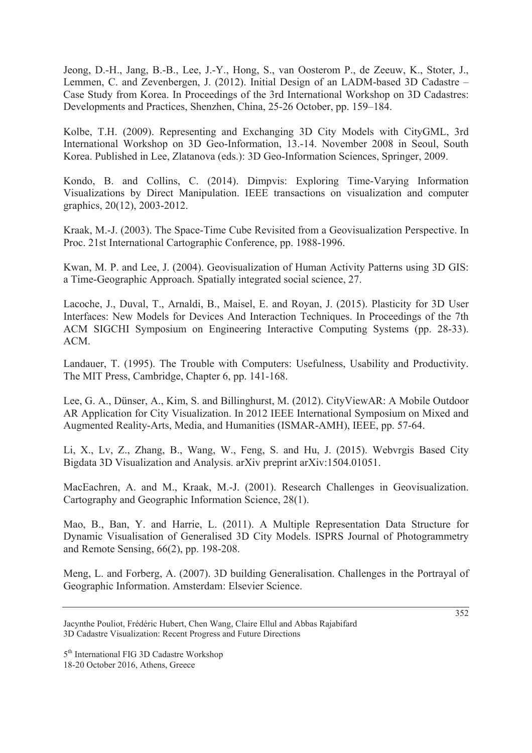Jeong, D.-H., Jang, B.-B., Lee, J.-Y., Hong, S., van Oosterom P., de Zeeuw, K., Stoter, J., Lemmen, C. and Zevenbergen, J. (2012). Initial Design of an LADM-based 3D Cadastre – Case Study from Korea. In Proceedings of the 3rd International Workshop on 3D Cadastres: Developments and Practices, Shenzhen, China, 25-26 October, pp. 159–184.

Kolbe, T.H. (2009). Representing and Exchanging 3D City Models with CityGML, 3rd International Workshop on 3D Geo-Information, 13.-14. November 2008 in Seoul, South Korea. Published in Lee, Zlatanova (eds.): 3D Geo-Information Sciences, Springer, 2009.

Kondo, B. and Collins, C. (2014). Dimpvis: Exploring Time-Varying Information Visualizations by Direct Manipulation. IEEE transactions on visualization and computer graphics, 20(12), 2003-2012.

Kraak, M.-J. (2003). The Space-Time Cube Revisited from a Geovisualization Perspective. In Proc. 21st International Cartographic Conference, pp. 1988-1996.

Kwan, M. P. and Lee, J. (2004). Geovisualization of Human Activity Patterns using 3D GIS: a Time-Geographic Approach. Spatially integrated social science, 27.

Lacoche, J., Duval, T., Arnaldi, B., Maisel, E. and Royan, J. (2015). Plasticity for 3D User Interfaces: New Models for Devices And Interaction Techniques. In Proceedings of the 7th ACM SIGCHI Symposium on Engineering Interactive Computing Systems (pp. 28-33). ACM.

Landauer, T. (1995). The Trouble with Computers: Usefulness, Usability and Productivity. The MIT Press, Cambridge, Chapter 6, pp. 141-168.

Lee, G. A., Dünser, A., Kim, S. and Billinghurst, M. (2012). CityViewAR: A Mobile Outdoor AR Application for City Visualization. In 2012 IEEE International Symposium on Mixed and Augmented Reality-Arts, Media, and Humanities (ISMAR-AMH), IEEE, pp. 57-64.

Li, X., Lv, Z., Zhang, B., Wang, W., Feng, S. and Hu, J. (2015). Webvrgis Based City Bigdata 3D Visualization and Analysis. arXiv preprint arXiv:1504.01051.

MacEachren, A. and M., Kraak, M.-J. (2001). Research Challenges in Geovisualization. Cartography and Geographic Information Science, 28(1).

Mao, B., Ban, Y. and Harrie, L. (2011). A Multiple Representation Data Structure for Dynamic Visualisation of Generalised 3D City Models. ISPRS Journal of Photogrammetry and Remote Sensing, 66(2), pp. 198-208.

Meng, L. and Forberg, A. (2007). 3D building Generalisation. Challenges in the Portrayal of Geographic Information. Amsterdam: Elsevier Science.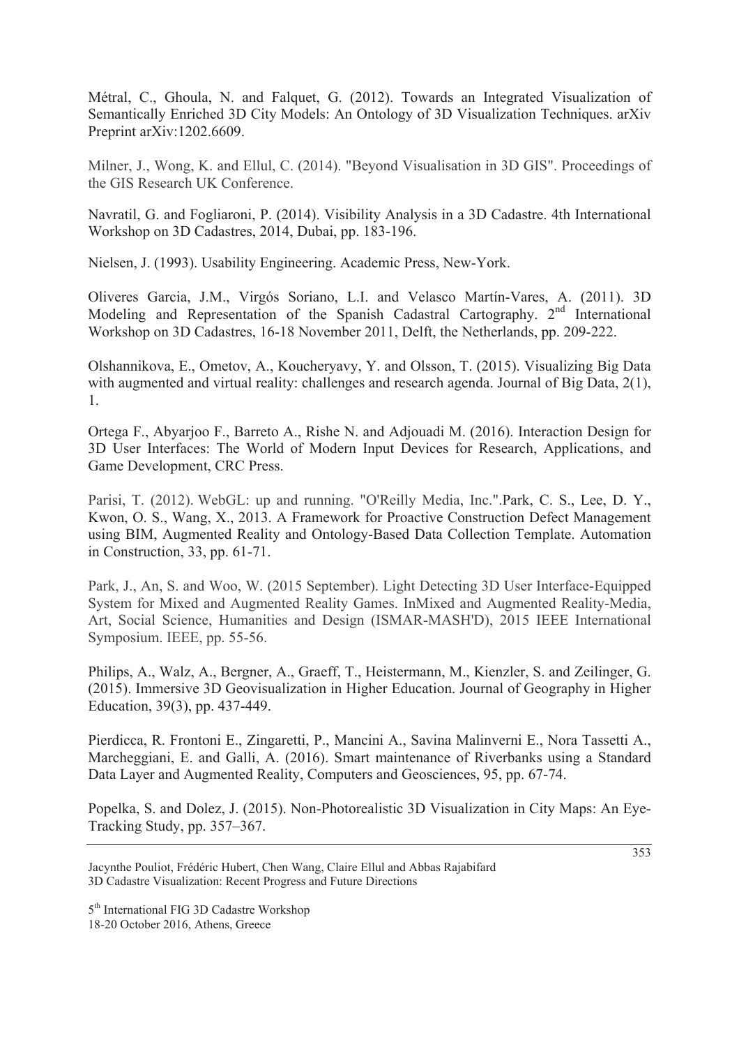Métral, C., Ghoula, N. and Falquet, G. (2012). Towards an Integrated Visualization of Semantically Enriched 3D City Models: An Ontology of 3D Visualization Techniques. arXiv Preprint arXiv:1202.6609.

Milner, J., Wong, K. and Ellul, C. (2014). "Beyond Visualisation in 3D GIS". Proceedings of the GIS Research UK Conference.

Navratil, G. and Fogliaroni, P. (2014). Visibility Analysis in a 3D Cadastre. 4th International Workshop on 3D Cadastres, 2014, Dubai, pp. 183-196.

Nielsen, J. (1993). Usability Engineering. Academic Press, New-York.

Oliveres Garcia, J.M., Virgós Soriano, L.I. and Velasco Martín-Vares, A. (2011). 3D Modeling and Representation of the Spanish Cadastral Cartography. 2nd International Workshop on 3D Cadastres, 16-18 November 2011, Delft, the Netherlands, pp. 209-222.

Olshannikova, E., Ometov, A., Koucheryavy, Y. and Olsson, T. (2015). Visualizing Big Data with augmented and virtual reality: challenges and research agenda. Journal of Big Data, 2(1), 1.

Ortega F., Abyarjoo F., Barreto A., Rishe N. and Adjouadi M. (2016). Interaction Design for 3D User Interfaces: The World of Modern Input Devices for Research, Applications, and Game Development, CRC Press.

Parisi, T. (2012). WebGL: up and running. "O'Reilly Media, Inc.".Park, C. S., Lee, D. Y., Kwon, O. S., Wang, X., 2013. A Framework for Proactive Construction Defect Management using BIM, Augmented Reality and Ontology-Based Data Collection Template. Automation in Construction, 33, pp. 61-71.

Park, J., An, S. and Woo, W. (2015 September). Light Detecting 3D User Interface-Equipped System for Mixed and Augmented Reality Games. InMixed and Augmented Reality-Media, Art, Social Science, Humanities and Design (ISMAR-MASH'D), 2015 IEEE International Symposium. IEEE, pp. 55-56.

Philips, A., Walz, A., Bergner, A., Graeff, T., Heistermann, M., Kienzler, S. and Zeilinger, G. (2015). Immersive 3D Geovisualization in Higher Education. Journal of Geography in Higher Education, 39(3), pp. 437-449.

Pierdicca, R. Frontoni E., Zingaretti, P., Mancini A., Savina Malinverni E., Nora Tassetti A., Marcheggiani, E. and Galli, A. (2016). Smart maintenance of Riverbanks using a Standard Data Layer and Augmented Reality, Computers and Geosciences, 95, pp. 67-74.

Popelka, S. and Dolez, J. (2015). Non-Photorealistic 3D Visualization in City Maps: An Eye-Tracking Study, pp. 357–367.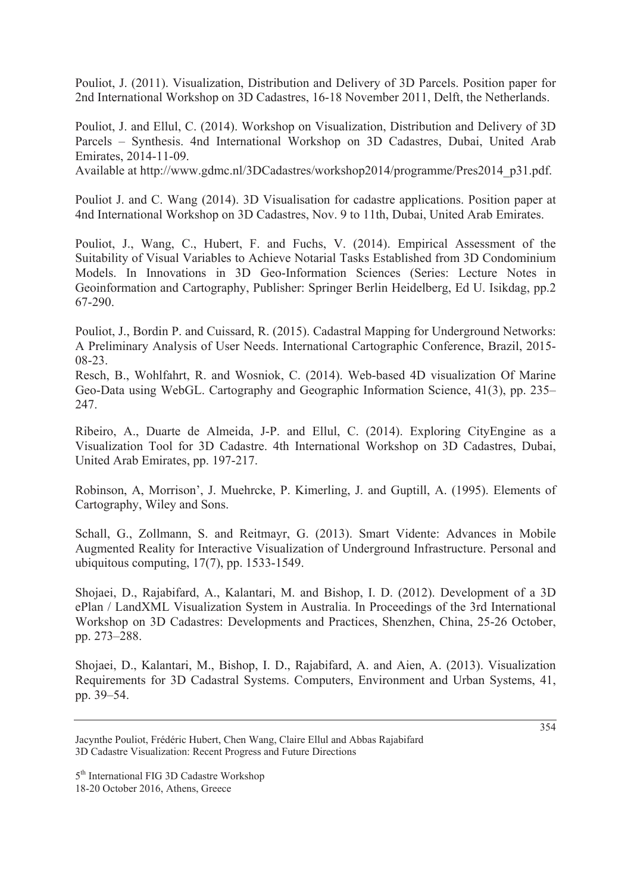Pouliot, J. (2011). Visualization, Distribution and Delivery of 3D Parcels. Position paper for 2nd International Workshop on 3D Cadastres, 16-18 November 2011, Delft, the Netherlands.

Pouliot, J. and Ellul, C. (2014). Workshop on Visualization, Distribution and Delivery of 3D Parcels – Synthesis. 4nd International Workshop on 3D Cadastres, Dubai, United Arab Emirates, 2014-11-09.
Available at http://www.gdmc.nl/3DCadastres/workshop2014/programme/Pres2014_p31.pdf.

Pouliot J. and C. Wang (2014). 3D Visualisation for cadastre applications. Position paper at 4nd International Workshop on 3D Cadastres, Nov. 9 to 11th, Dubai, United Arab Emirates.

Pouliot, J., Wang, C., Hubert, F. and Fuchs, V. (2014). Empirical Assessment of the Suitability of Visual Variables to Achieve Notarial Tasks Established from 3D Condominium Models. In Innovations in 3D Geo-Information Sciences (Series: Lecture Notes in Geoinformation and Cartography, Publisher: Springer Berlin Heidelberg, Ed U. Isikdag, pp.2 67-290.

Pouliot, J., Bordin P. and Cuissard, R. (2015). Cadastral Mapping for Underground Networks: A Preliminary Analysis of User Needs. International Cartographic Conference, Brazil, 2015-08-23.
Resch, B., Wohlfahrt, R. and Wosniok, C. (2014). Web-based 4D visualization Of Marine Geo-Data using WebGL. Cartography and Geographic Information Science, 41(3), pp. 235–247.

Ribeiro, A., Duarte de Almeida, J-P. and Ellul, C. (2014). Exploring CityEngine as a Visualization Tool for 3D Cadastre. 4th International Workshop on 3D Cadastres, Dubai, United Arab Emirates, pp. 197-217.

Robinson, A, Morrison', J. Muehrcke, P. Kimerling, J. and Guptill, A. (1995). Elements of Cartography, Wiley and Sons.

Schall, G., Zollmann, S. and Reitmayr, G. (2013). Smart Vidente: Advances in Mobile Augmented Reality for Interactive Visualization of Underground Infrastructure. Personal and ubiquitous computing, 17(7), pp. 1533-1549.

Shojaei, D., Rajabifard, A., Kalantari, M. and Bishop, I. D. (2012). Development of a 3D ePlan / LandXML Visualization System in Australia. In Proceedings of the 3rd International Workshop on 3D Cadastres: Developments and Practices, Shenzhen, China, 25-26 October, pp. 273–288.

Shojaei, D., Kalantari, M., Bishop, I. D., Rajabifard, A. and Aien, A. (2013). Visualization Requirements for 3D Cadastral Systems. Computers, Environment and Urban Systems, 41, pp. 39–54.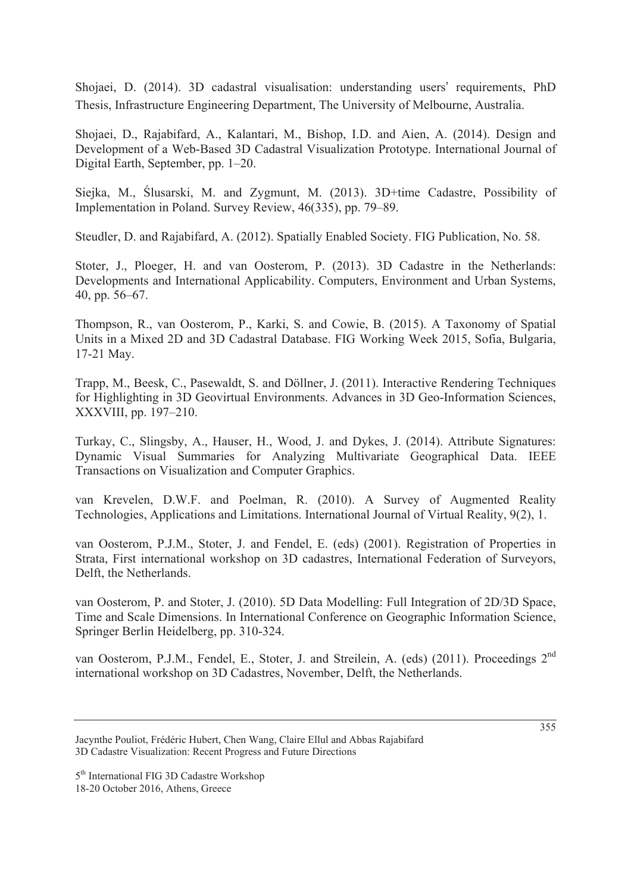Shojaei, D. (2014). 3D cadastral visualisation: understanding users' requirements, PhD Thesis, Infrastructure Engineering Department, The University of Melbourne, Australia.

Shojaei, D., Rajabifard, A., Kalantari, M., Bishop, I.D. and Aien, A. (2014). Design and Development of a Web-Based 3D Cadastral Visualization Prototype. International Journal of Digital Earth, September, pp. 1–20.

Siejka, M., Ślusarski, M. and Zygmunt, M. (2013). 3D+time Cadastre, Possibility of Implementation in Poland. Survey Review, 46(335), pp. 79–89.

Steudler, D. and Rajabifard, A. (2012). Spatially Enabled Society. FIG Publication, No. 58.

Stoter, J., Ploeger, H. and van Oosterom, P. (2013). 3D Cadastre in the Netherlands: Developments and International Applicability. Computers, Environment and Urban Systems, 40, pp. 56–67.

Thompson, R., van Oosterom, P., Karki, S. and Cowie, B. (2015). A Taxonomy of Spatial Units in a Mixed 2D and 3D Cadastral Database. FIG Working Week 2015, Sofia, Bulgaria, 17-21 May.

Trapp, M., Beesk, C., Pasewaldt, S. and Döllner, J. (2011). Interactive Rendering Techniques for Highlighting in 3D Geovirtual Environments. Advances in 3D Geo-Information Sciences, XXXVIII, pp. 197–210.

Turkay, C., Slingsby, A., Hauser, H., Wood, J. and Dykes, J. (2014). Attribute Signatures: Dynamic Visual Summaries for Analyzing Multivariate Geographical Data. IEEE Transactions on Visualization and Computer Graphics.

van Krevelen, D.W.F. and Poelman, R. (2010). A Survey of Augmented Reality Technologies, Applications and Limitations. International Journal of Virtual Reality, 9(2), 1.

van Oosterom, P.J.M., Stoter, J. and Fendel, E. (eds) (2001). Registration of Properties in Strata, First international workshop on 3D cadastres, International Federation of Surveyors, Delft, the Netherlands.

van Oosterom, P. and Stoter, J. (2010). 5D Data Modelling: Full Integration of 2D/3D Space, Time and Scale Dimensions. In International Conference on Geographic Information Science, Springer Berlin Heidelberg, pp. 310-324.

van Oosterom, P.J.M., Fendel, E., Stoter, J. and Streilein, A. (eds) (2011). Proceedings 2nd international workshop on 3D Cadastres, November, Delft, the Netherlands.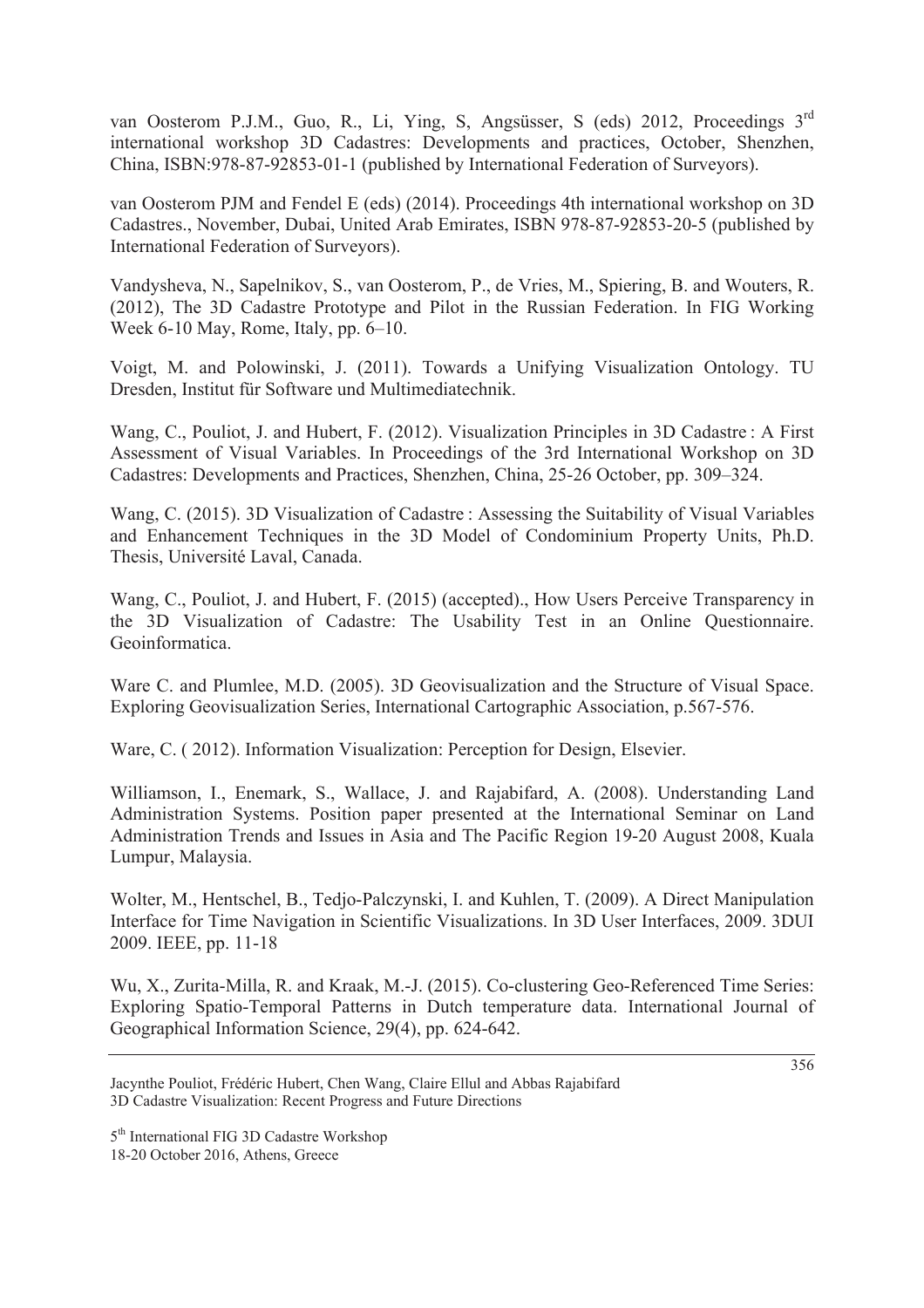van Oosterom P.J.M., Guo, R., Li, Ying, S, Angsüsser, S (eds) 2012, Proceedings 3rd international workshop 3D Cadastres: Developments and practices, October, Shenzhen, China, ISBN:978-87-92853-01-1 (published by International Federation of Surveyors).

van Oosterom PJM and Fendel E (eds) (2014). Proceedings 4th international workshop on 3D Cadastres., November, Dubai, United Arab Emirates, ISBN 978-87-92853-20-5 (published by International Federation of Surveyors).

Vandysheva, N., Sapelnikov, S., van Oosterom, P., de Vries, M., Spiering, B. and Wouters, R. (2012), The 3D Cadastre Prototype and Pilot in the Russian Federation. In FIG Working Week 6-10 May, Rome, Italy, pp. 6–10.

Voigt, M. and Polowinski, J. (2011). Towards a Unifying Visualization Ontology. TU Dresden, Institut für Software und Multimediatechnik.

Wang, C., Pouliot, J. and Hubert, F. (2012). Visualization Principles in 3D Cadastre : A First Assessment of Visual Variables. In Proceedings of the 3rd International Workshop on 3D Cadastres: Developments and Practices, Shenzhen, China, 25-26 October, pp. 309–324.

Wang, C. (2015). 3D Visualization of Cadastre : Assessing the Suitability of Visual Variables and Enhancement Techniques in the 3D Model of Condominium Property Units, Ph.D. Thesis, Université Laval, Canada.

Wang, C., Pouliot, J. and Hubert, F. (2015) (accepted)., How Users Perceive Transparency in the 3D Visualization of Cadastre: The Usability Test in an Online Questionnaire. Geoinformatica.

Ware C. and Plumlee, M.D. (2005). 3D Geovisualization and the Structure of Visual Space. Exploring Geovisualization Series, International Cartographic Association, p.567-576.

Ware, C. ( 2012). Information Visualization: Perception for Design, Elsevier.

Williamson, I., Enemark, S., Wallace, J. and Rajabifard, A. (2008). Understanding Land Administration Systems. Position paper presented at the International Seminar on Land Administration Trends and Issues in Asia and The Pacific Region 19-20 August 2008, Kuala Lumpur, Malaysia.

Wolter, M., Hentschel, B., Tedjo-Palczynski, I. and Kuhlen, T. (2009). A Direct Manipulation Interface for Time Navigation in Scientific Visualizations. In 3D User Interfaces, 2009. 3DUI 2009. IEEE, pp. 11-18

Wu, X., Zurita-Milla, R. and Kraak, M.-J. (2015). Co-clustering Geo-Referenced Time Series: Exploring Spatio-Temporal Patterns in Dutch temperature data. International Journal of Geographical Information Science, 29(4), pp. 624-642.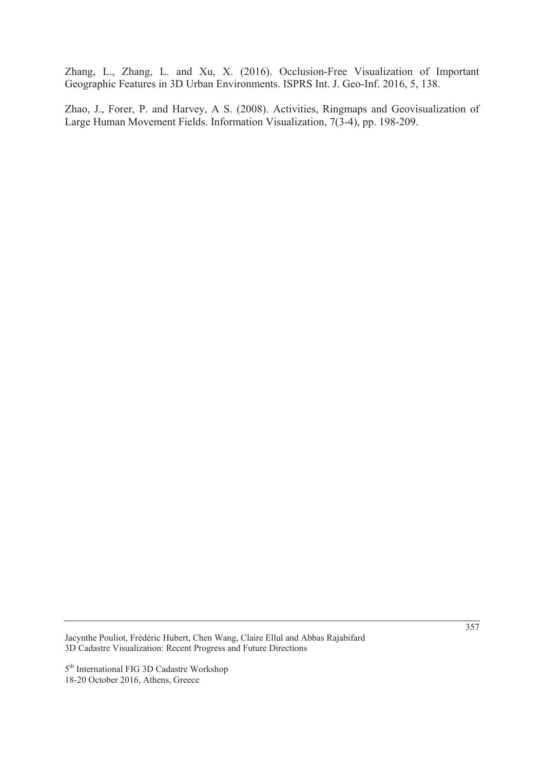Zhang, L., Zhang, L. and Xu, X. (2016). Occlusion-Free Visualization of Important Geographic Features in 3D Urban Environments. ISPRS Int. J. Geo-Inf. 2016, 5, 138.

Zhao, J., Forer, P. and Harvey, A S. (2008). Activities, Ringmaps and Geovisualization of Large Human Movement Fields. Information Visualization, 7(3-4), pp. 198-209.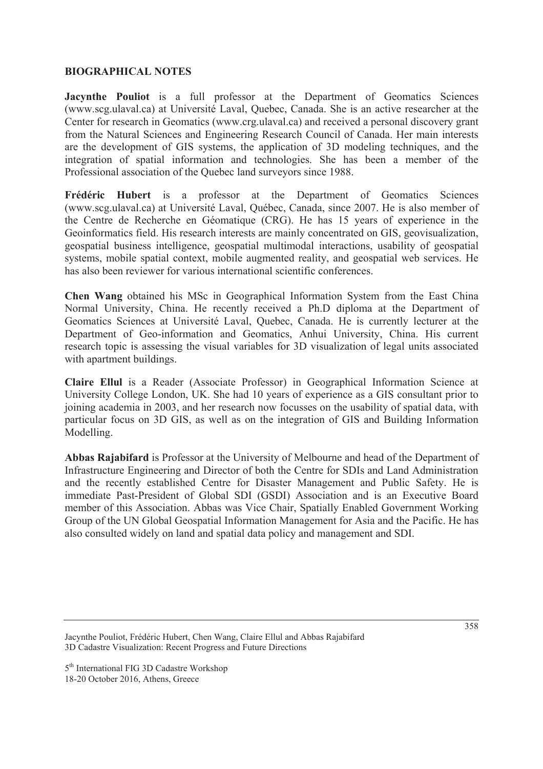## BIOGRAPHICAL NOTES

**Jacynthe Pouliot** is a full professor at the Department of Geomatics Sciences (www.scg.ulaval.ca) at Université Laval, Quebec, Canada. She is an active researcher at the Center for research in Geomatics (www.crg.ulaval.ca) and received a personal discovery grant from the Natural Sciences and Engineering Research Council of Canada. Her main interests are the development of GIS systems, the application of 3D modeling techniques, and the integration of spatial information and technologies. She has been a member of the Professional association of the Quebec land surveyors since 1988.

**Frédéric Hubert** is a professor at the Department of Geomatics Sciences (www.scg.ulaval.ca) at Université Laval, Québec, Canada, since 2007. He is also member of the Centre de Recherche en Géomatique (CRG). He has 15 years of experience in the Geoinformatics field. His research interests are mainly concentrated on GIS, geovisualization, geospatial business intelligence, geospatial multimodal interactions, usability of geospatial systems, mobile spatial context, mobile augmented reality, and geospatial web services. He has also been reviewer for various international scientific conferences.

**Chen Wang** obtained his MSc in Geographical Information System from the East China Normal University, China. He recently received a Ph.D diploma at the Department of Geomatics Sciences at Université Laval, Quebec, Canada. He is currently lecturer at the Department of Geo-information and Geomatics, Anhui University, China. His current research topic is assessing the visual variables for 3D visualization of legal units associated with apartment buildings.

**Claire Ellul** is a Reader (Associate Professor) in Geographical Information Science at University College London, UK. She had 10 years of experience as a GIS consultant prior to joining academia in 2003, and her research now focusses on the usability of spatial data, with particular focus on 3D GIS, as well as on the integration of GIS and Building Information Modelling.

**Abbas Rajabifard** is Professor at the University of Melbourne and head of the Department of Infrastructure Engineering and Director of both the Centre for SDIs and Land Administration and the recently established Centre for Disaster Management and Public Safety. He is immediate Past-President of Global SDI (GSDI) Association and is an Executive Board member of this Association. Abbas was Vice Chair, Spatially Enabled Government Working Group of the UN Global Geospatial Information Management for Asia and the Pacific. He has also consulted widely on land and spatial data policy and management and SDI.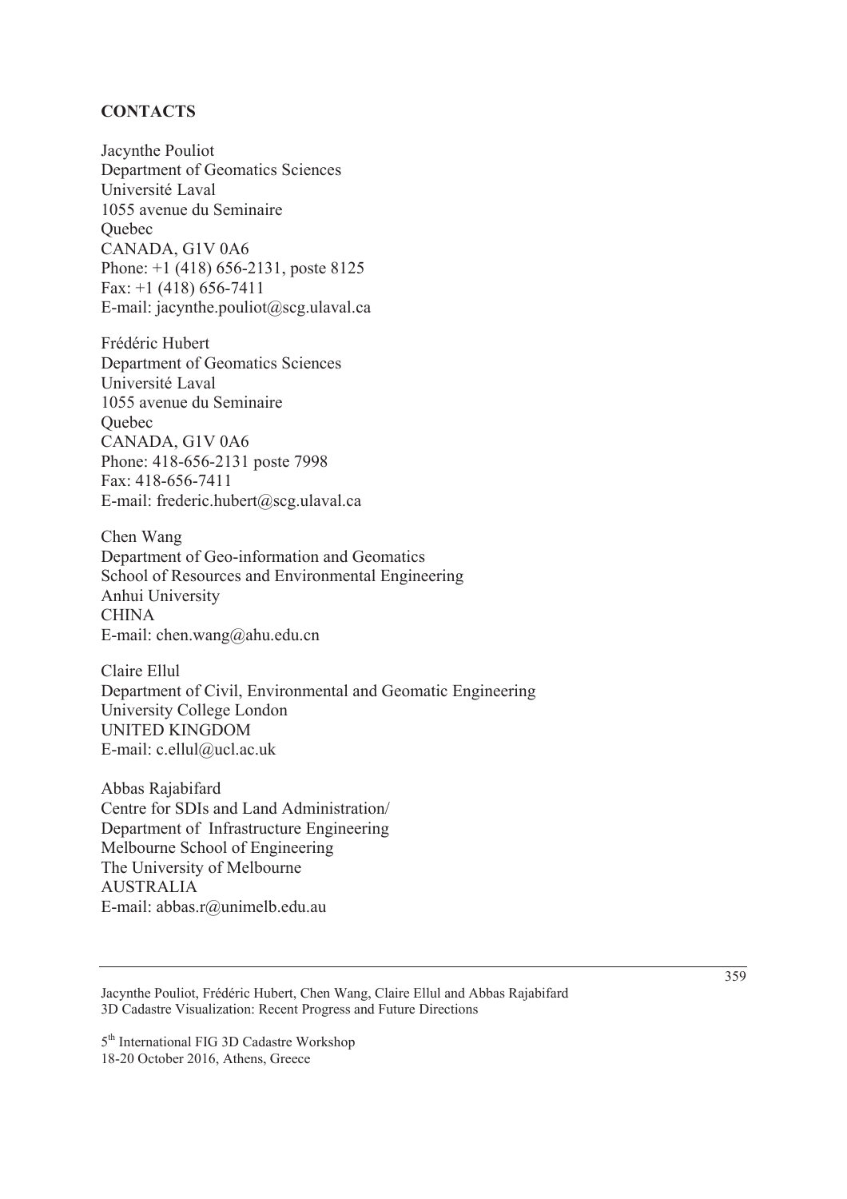## CONTACTS

Jacynthe Pouliot
Department of Geomatics Sciences
Université Laval
1055 avenue du Seminaire
Quebec
CANADA, G1V 0A6
Phone: +1 (418) 656-2131, poste 8125
Fax: +1 (418) 656-7411
E-mail: jacynthe.pouliot@scg.ulaval.ca

Frédéric Hubert
Department of Geomatics Sciences
Université Laval
1055 avenue du Seminaire
Quebec
CANADA, G1V 0A6
Phone: 418-656-2131 poste 7998
Fax: 418-656-7411
E-mail: frederic.hubert@scg.ulaval.ca

Chen Wang
Department of Geo-information and Geomatics
School of Resources and Environmental Engineering
Anhui University
CHINA
E-mail: chen.wang@ahu.edu.cn

Claire Ellul
Department of Civil, Environmental and Geomatic Engineering
University College London
UNITED KINGDOM
E-mail: c.ellul@ucl.ac.uk

Abbas Rajabifard
Centre for SDIs and Land Administration/
Department of Infrastructure Engineering
Melbourne School of Engineering
The University of Melbourne
AUSTRALIA
E-mail: abbas.r@unimelb.edu.au